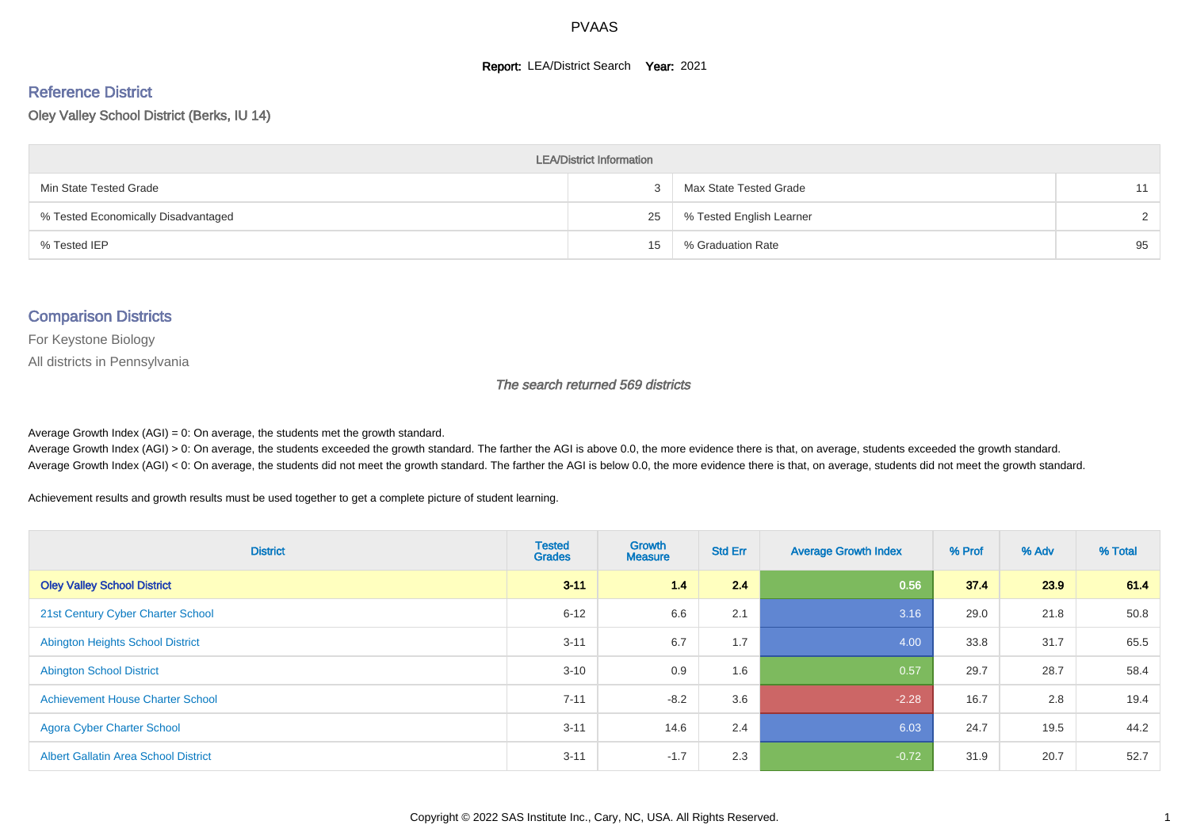# PVAAS

**Report:** LEA/District Search **Year:** 2021

## Reference District

Oley Valley School District (Berks, IU 14)

| LEA/District Information | | | |
|---|---|---|---|
| Min State Tested Grade | 3 | Max State Tested Grade | 11 |
| % Tested Economically Disadvantaged | 25 | % Tested English Learner | 2 |
| % Tested IEP | 15 | % Graduation Rate | 95 |

## Comparison Districts

For Keystone Biology

All districts in Pennsylvania

*The search returned 569 districts*

Average Growth Index (AGI) = 0: On average, the students met the growth standard.
Average Growth Index (AGI) > 0: On average, the students exceeded the growth standard. The farther the AGI is above 0.0, the more evidence there is that, on average, students exceeded the growth standard.
Average Growth Index (AGI) < 0: On average, the students did not meet the growth standard. The farther the AGI is below 0.0, the more evidence there is that, on average, students did not meet the growth standard.

Achievement results and growth results must be used together to get a complete picture of student learning.

| District | Tested Grades | Growth Measure | Std Err | Average Growth Index | % Prof | % Adv | % Total |
|---|---|---|---|---|---|---|---|
| **Oley Valley School District** | **3-11** | **1.4** | **2.4** | **0.56** | **37.4** | **23.9** | **61.4** |
| 21st Century Cyber Charter School | 6-12 | 6.6 | 2.1 | 3.16 | 29.0 | 21.8 | 50.8 |
| Abington Heights School District | 3-11 | 6.7 | 1.7 | 4.00 | 33.8 | 31.7 | 65.5 |
| Abington School District | 3-10 | 0.9 | 1.6 | 0.57 | 29.7 | 28.7 | 58.4 |
| Achievement House Charter School | 7-11 | -8.2 | 3.6 | -2.28 | 16.7 | 2.8 | 19.4 |
| Agora Cyber Charter School | 3-11 | 14.6 | 2.4 | 6.03 | 24.7 | 19.5 | 44.2 |
| Albert Gallatin Area School District | 3-11 | -1.7 | 2.3 | -0.72 | 31.9 | 20.7 | 52.7 |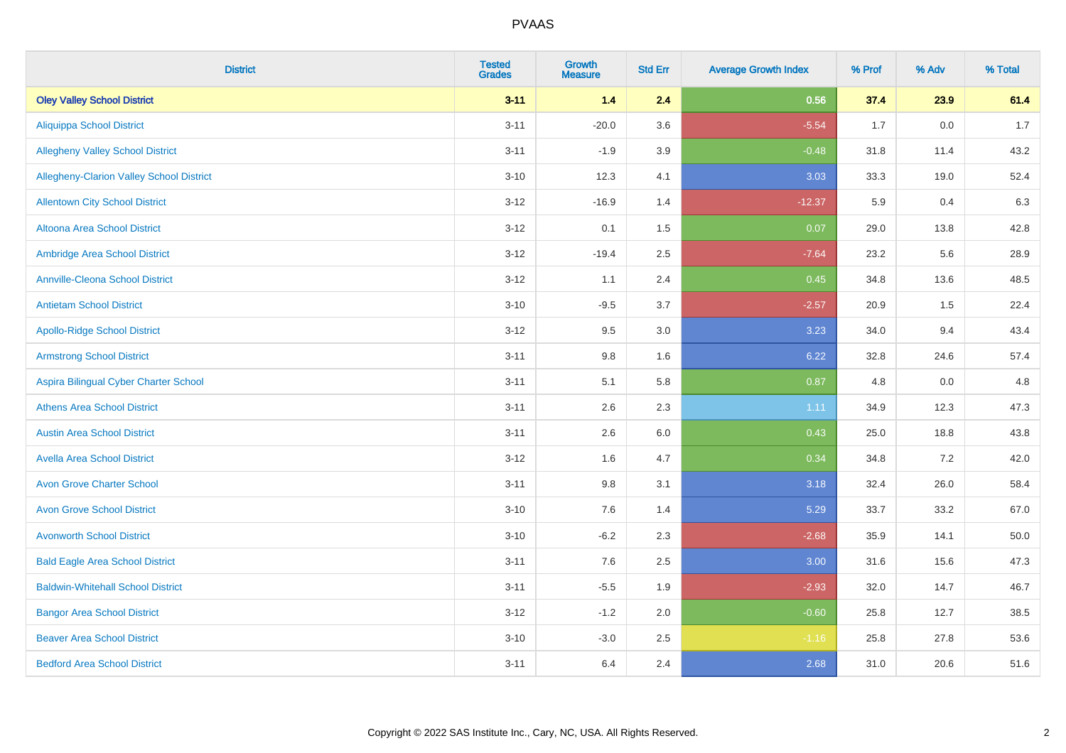PVAAS

| District | Tested Grades | Growth Measure | Std Err | Average Growth Index | % Prof | % Adv | % Total |
|---|---|---|---|---|---|---|---|
| **Oley Valley School District** | **3-11** | **1.4** | **2.4** | **0.56** | **37.4** | **23.9** | **61.4** |
| Aliquippa School District | 3-11 | -20.0 | 3.6 | -5.54 | 1.7 | 0.0 | 1.7 |
| Allegheny Valley School District | 3-11 | -1.9 | 3.9 | -0.48 | 31.8 | 11.4 | 43.2 |
| Allegheny-Clarion Valley School District | 3-10 | 12.3 | 4.1 | 3.03 | 33.3 | 19.0 | 52.4 |
| Allentown City School District | 3-12 | -16.9 | 1.4 | -12.37 | 5.9 | 0.4 | 6.3 |
| Altoona Area School District | 3-12 | 0.1 | 1.5 | 0.07 | 29.0 | 13.8 | 42.8 |
| Ambridge Area School District | 3-12 | -19.4 | 2.5 | -7.64 | 23.2 | 5.6 | 28.9 |
| Annville-Cleona School District | 3-12 | 1.1 | 2.4 | 0.45 | 34.8 | 13.6 | 48.5 |
| Antietam School District | 3-10 | -9.5 | 3.7 | -2.57 | 20.9 | 1.5 | 22.4 |
| Apollo-Ridge School District | 3-12 | 9.5 | 3.0 | 3.23 | 34.0 | 9.4 | 43.4 |
| Armstrong School District | 3-11 | 9.8 | 1.6 | 6.22 | 32.8 | 24.6 | 57.4 |
| Aspira Bilingual Cyber Charter School | 3-11 | 5.1 | 5.8 | 0.87 | 4.8 | 0.0 | 4.8 |
| Athens Area School District | 3-11 | 2.6 | 2.3 | 1.11 | 34.9 | 12.3 | 47.3 |
| Austin Area School District | 3-11 | 2.6 | 6.0 | 0.43 | 25.0 | 18.8 | 43.8 |
| Avella Area School District | 3-12 | 1.6 | 4.7 | 0.34 | 34.8 | 7.2 | 42.0 |
| Avon Grove Charter School | 3-11 | 9.8 | 3.1 | 3.18 | 32.4 | 26.0 | 58.4 |
| Avon Grove School District | 3-10 | 7.6 | 1.4 | 5.29 | 33.7 | 33.2 | 67.0 |
| Avonworth School District | 3-10 | -6.2 | 2.3 | -2.68 | 35.9 | 14.1 | 50.0 |
| Bald Eagle Area School District | 3-11 | 7.6 | 2.5 | 3.00 | 31.6 | 15.6 | 47.3 |
| Baldwin-Whitehall School District | 3-11 | -5.5 | 1.9 | -2.93 | 32.0 | 14.7 | 46.7 |
| Bangor Area School District | 3-12 | -1.2 | 2.0 | -0.60 | 25.8 | 12.7 | 38.5 |
| Beaver Area School District | 3-10 | -3.0 | 2.5 | -1.16 | 25.8 | 27.8 | 53.6 |
| Bedford Area School District | 3-11 | 6.4 | 2.4 | 2.68 | 31.0 | 20.6 | 51.6 |

Copyright © 2022 SAS Institute Inc., Cary, NC, USA. All Rights Reserved.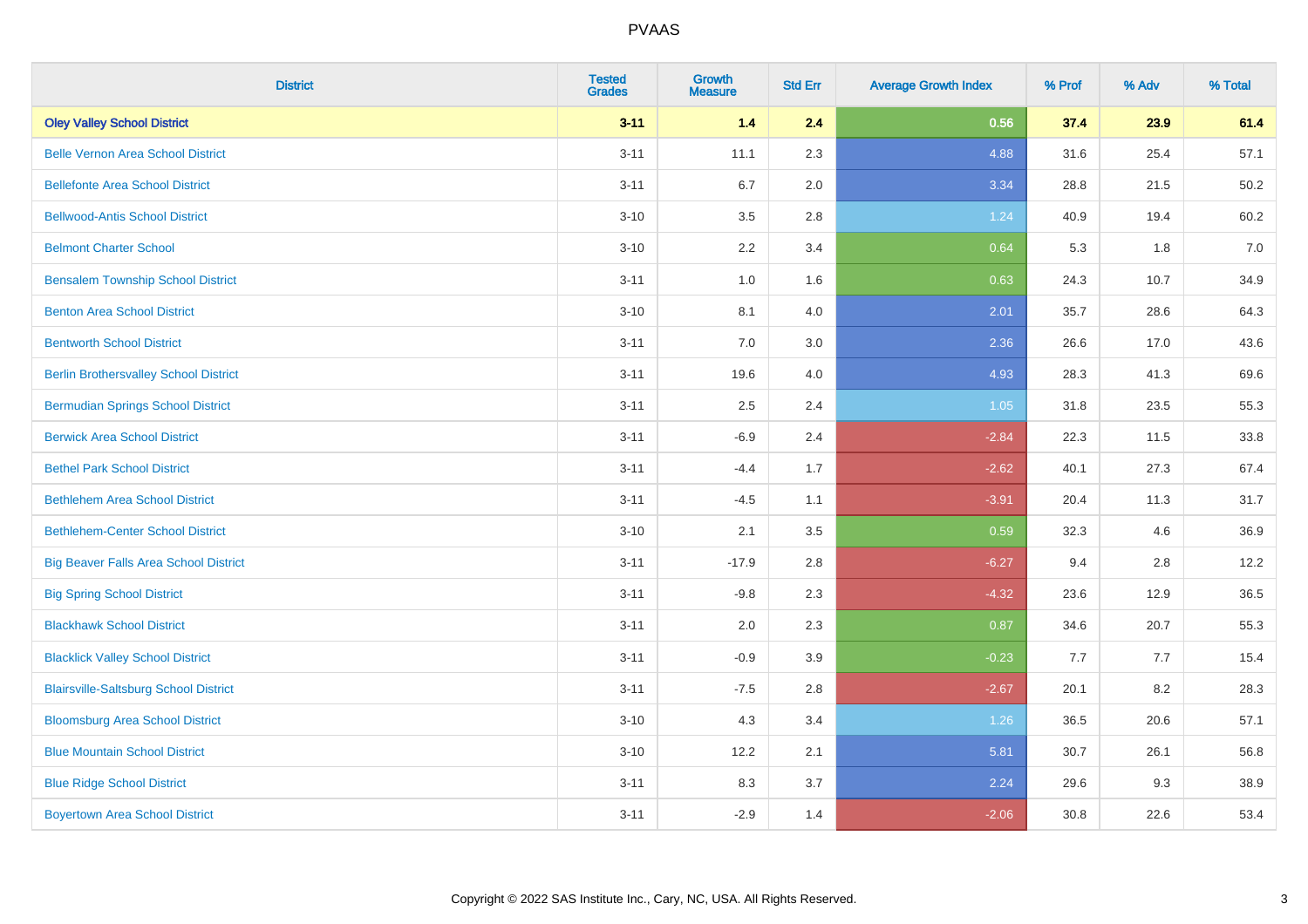| District | Tested Grades | Growth Measure | Std Err | Average Growth Index | % Prof | % Adv | % Total |
|---|---|---|---|---|---|---|---|
| **Oley Valley School District** | **3-11** | **1.4** | **2.4** | **0.56** | **37.4** | **23.9** | **61.4** |
| Belle Vernon Area School District | 3-11 | 11.1 | 2.3 | 4.88 | 31.6 | 25.4 | 57.1 |
| Bellefonte Area School District | 3-11 | 6.7 | 2.0 | 3.34 | 28.8 | 21.5 | 50.2 |
| Bellwood-Antis School District | 3-10 | 3.5 | 2.8 | 1.24 | 40.9 | 19.4 | 60.2 |
| Belmont Charter School | 3-10 | 2.2 | 3.4 | 0.64 | 5.3 | 1.8 | 7.0 |
| Bensalem Township School District | 3-11 | 1.0 | 1.6 | 0.63 | 24.3 | 10.7 | 34.9 |
| Benton Area School District | 3-10 | 8.1 | 4.0 | 2.01 | 35.7 | 28.6 | 64.3 |
| Bentworth School District | 3-11 | 7.0 | 3.0 | 2.36 | 26.6 | 17.0 | 43.6 |
| Berlin Brothersvalley School District | 3-11 | 19.6 | 4.0 | 4.93 | 28.3 | 41.3 | 69.6 |
| Bermudian Springs School District | 3-11 | 2.5 | 2.4 | 1.05 | 31.8 | 23.5 | 55.3 |
| Berwick Area School District | 3-11 | -6.9 | 2.4 | -2.84 | 22.3 | 11.5 | 33.8 |
| Bethel Park School District | 3-11 | -4.4 | 1.7 | -2.62 | 40.1 | 27.3 | 67.4 |
| Bethlehem Area School District | 3-11 | -4.5 | 1.1 | -3.91 | 20.4 | 11.3 | 31.7 |
| Bethlehem-Center School District | 3-10 | 2.1 | 3.5 | 0.59 | 32.3 | 4.6 | 36.9 |
| Big Beaver Falls Area School District | 3-11 | -17.9 | 2.8 | -6.27 | 9.4 | 2.8 | 12.2 |
| Big Spring School District | 3-11 | -9.8 | 2.3 | -4.32 | 23.6 | 12.9 | 36.5 |
| Blackhawk School District | 3-11 | 2.0 | 2.3 | 0.87 | 34.6 | 20.7 | 55.3 |
| Blacklick Valley School District | 3-11 | -0.9 | 3.9 | -0.23 | 7.7 | 7.7 | 15.4 |
| Blairsville-Saltsburg School District | 3-11 | -7.5 | 2.8 | -2.67 | 20.1 | 8.2 | 28.3 |
| Bloomsburg Area School District | 3-10 | 4.3 | 3.4 | 1.26 | 36.5 | 20.6 | 57.1 |
| Blue Mountain School District | 3-10 | 12.2 | 2.1 | 5.81 | 30.7 | 26.1 | 56.8 |
| Blue Ridge School District | 3-11 | 8.3 | 3.7 | 2.24 | 29.6 | 9.3 | 38.9 |
| Boyertown Area School District | 3-11 | -2.9 | 1.4 | -2.06 | 30.8 | 22.6 | 53.4 |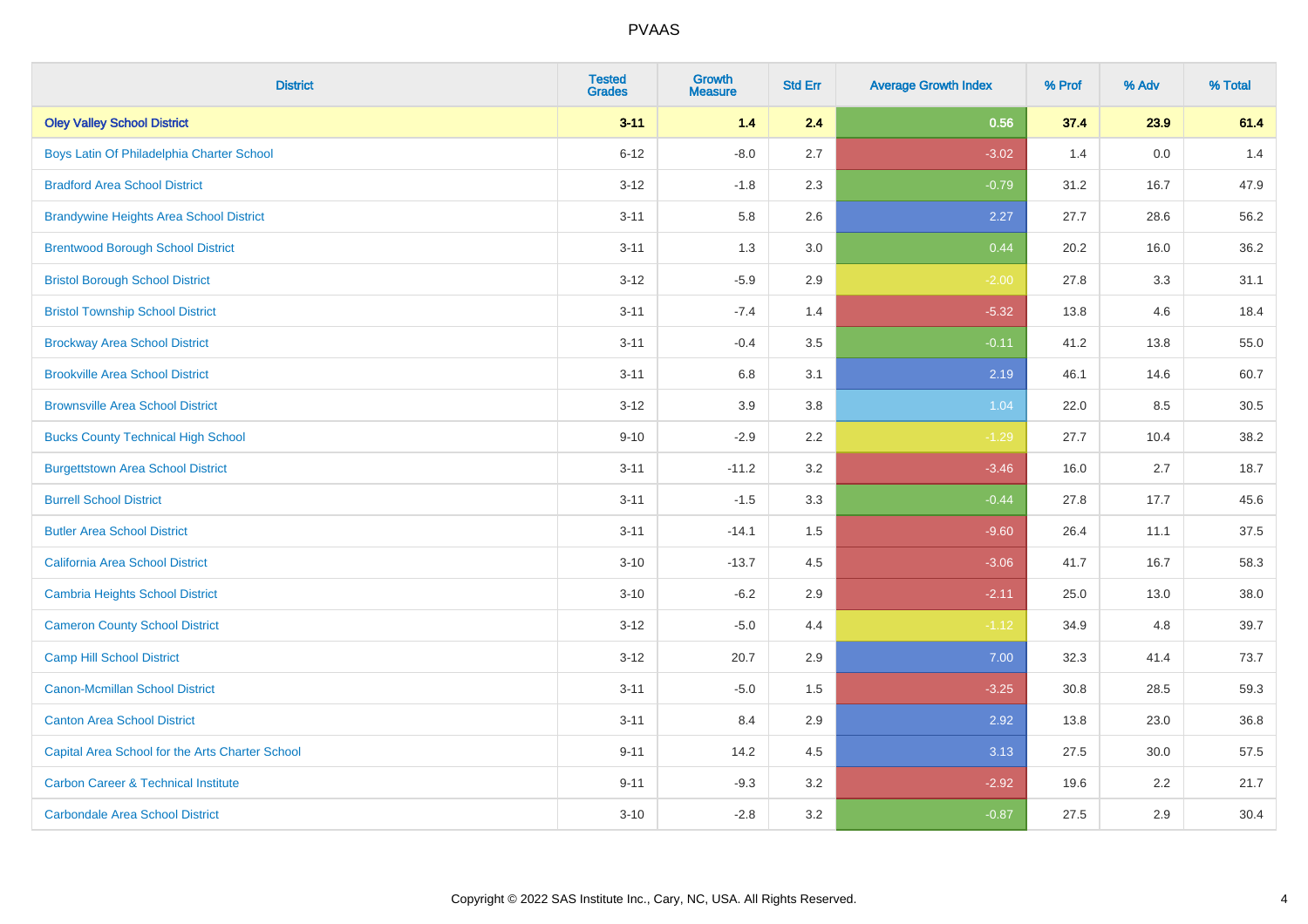# PVAAS

| District | Tested Grades | Growth Measure | Std Err | Average Growth Index | % Prof | % Adv | % Total |
|---|---|---|---|---|---|---|---|
| **Oley Valley School District** | **3-11** | **1.4** | **2.4** | **0.56** | **37.4** | **23.9** | **61.4** |
| Boys Latin Of Philadelphia Charter School | 6-12 | -8.0 | 2.7 | -3.02 | 1.4 | 0.0 | 1.4 |
| Bradford Area School District | 3-12 | -1.8 | 2.3 | -0.79 | 31.2 | 16.7 | 47.9 |
| Brandywine Heights Area School District | 3-11 | 5.8 | 2.6 | 2.27 | 27.7 | 28.6 | 56.2 |
| Brentwood Borough School District | 3-11 | 1.3 | 3.0 | 0.44 | 20.2 | 16.0 | 36.2 |
| Bristol Borough School District | 3-12 | -5.9 | 2.9 | -2.00 | 27.8 | 3.3 | 31.1 |
| Bristol Township School District | 3-11 | -7.4 | 1.4 | -5.32 | 13.8 | 4.6 | 18.4 |
| Brockway Area School District | 3-11 | -0.4 | 3.5 | -0.11 | 41.2 | 13.8 | 55.0 |
| Brookville Area School District | 3-11 | 6.8 | 3.1 | 2.19 | 46.1 | 14.6 | 60.7 |
| Brownsville Area School District | 3-12 | 3.9 | 3.8 | 1.04 | 22.0 | 8.5 | 30.5 |
| Bucks County Technical High School | 9-10 | -2.9 | 2.2 | -1.29 | 27.7 | 10.4 | 38.2 |
| Burgettstown Area School District | 3-11 | -11.2 | 3.2 | -3.46 | 16.0 | 2.7 | 18.7 |
| Burrell School District | 3-11 | -1.5 | 3.3 | -0.44 | 27.8 | 17.7 | 45.6 |
| Butler Area School District | 3-11 | -14.1 | 1.5 | -9.60 | 26.4 | 11.1 | 37.5 |
| California Area School District | 3-10 | -13.7 | 4.5 | -3.06 | 41.7 | 16.7 | 58.3 |
| Cambria Heights School District | 3-10 | -6.2 | 2.9 | -2.11 | 25.0 | 13.0 | 38.0 |
| Cameron County School District | 3-12 | -5.0 | 4.4 | -1.12 | 34.9 | 4.8 | 39.7 |
| Camp Hill School District | 3-12 | 20.7 | 2.9 | 7.00 | 32.3 | 41.4 | 73.7 |
| Canon-Mcmillan School District | 3-11 | -5.0 | 1.5 | -3.25 | 30.8 | 28.5 | 59.3 |
| Canton Area School District | 3-11 | 8.4 | 2.9 | 2.92 | 13.8 | 23.0 | 36.8 |
| Capital Area School for the Arts Charter School | 9-11 | 14.2 | 4.5 | 3.13 | 27.5 | 30.0 | 57.5 |
| Carbon Career & Technical Institute | 9-11 | -9.3 | 3.2 | -2.92 | 19.6 | 2.2 | 21.7 |
| Carbondale Area School District | 3-10 | -2.8 | 3.2 | -0.87 | 27.5 | 2.9 | 30.4 |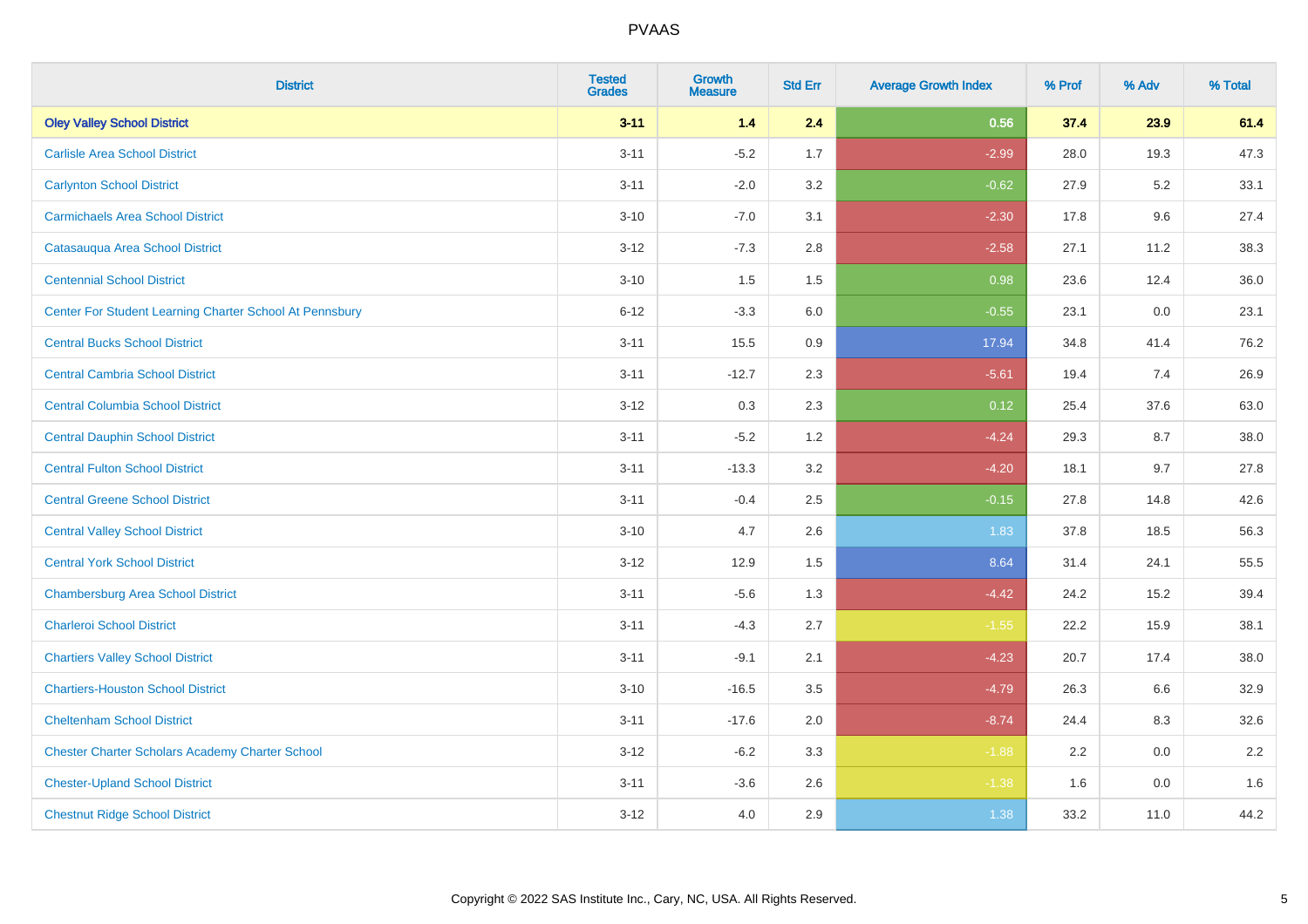# PVAAS

| District | Tested Grades | Growth Measure | Std Err | Average Growth Index | % Prof | % Adv | % Total |
|---|---|---|---|---|---|---|---|
| **Oley Valley School District** | **3-11** | **1.4** | **2.4** | **0.56** | **37.4** | **23.9** | **61.4** |
| Carlisle Area School District | 3-11 | -5.2 | 1.7 | -2.99 | 28.0 | 19.3 | 47.3 |
| Carlynton School District | 3-11 | -2.0 | 3.2 | -0.62 | 27.9 | 5.2 | 33.1 |
| Carmichaels Area School District | 3-10 | -7.0 | 3.1 | -2.30 | 17.8 | 9.6 | 27.4 |
| Catasauqua Area School District | 3-12 | -7.3 | 2.8 | -2.58 | 27.1 | 11.2 | 38.3 |
| Centennial School District | 3-10 | 1.5 | 1.5 | 0.98 | 23.6 | 12.4 | 36.0 |
| Center For Student Learning Charter School At Pennsbury | 6-12 | -3.3 | 6.0 | -0.55 | 23.1 | 0.0 | 23.1 |
| Central Bucks School District | 3-11 | 15.5 | 0.9 | 17.94 | 34.8 | 41.4 | 76.2 |
| Central Cambria School District | 3-11 | -12.7 | 2.3 | -5.61 | 19.4 | 7.4 | 26.9 |
| Central Columbia School District | 3-12 | 0.3 | 2.3 | 0.12 | 25.4 | 37.6 | 63.0 |
| Central Dauphin School District | 3-11 | -5.2 | 1.2 | -4.24 | 29.3 | 8.7 | 38.0 |
| Central Fulton School District | 3-11 | -13.3 | 3.2 | -4.20 | 18.1 | 9.7 | 27.8 |
| Central Greene School District | 3-11 | -0.4 | 2.5 | -0.15 | 27.8 | 14.8 | 42.6 |
| Central Valley School District | 3-10 | 4.7 | 2.6 | 1.83 | 37.8 | 18.5 | 56.3 |
| Central York School District | 3-12 | 12.9 | 1.5 | 8.64 | 31.4 | 24.1 | 55.5 |
| Chambersburg Area School District | 3-11 | -5.6 | 1.3 | -4.42 | 24.2 | 15.2 | 39.4 |
| Charleroi School District | 3-11 | -4.3 | 2.7 | -1.55 | 22.2 | 15.9 | 38.1 |
| Chartiers Valley School District | 3-11 | -9.1 | 2.1 | -4.23 | 20.7 | 17.4 | 38.0 |
| Chartiers-Houston School District | 3-10 | -16.5 | 3.5 | -4.79 | 26.3 | 6.6 | 32.9 |
| Cheltenham School District | 3-11 | -17.6 | 2.0 | -8.74 | 24.4 | 8.3 | 32.6 |
| Chester Charter Scholars Academy Charter School | 3-12 | -6.2 | 3.3 | -1.88 | 2.2 | 0.0 | 2.2 |
| Chester-Upland School District | 3-11 | -3.6 | 2.6 | -1.38 | 1.6 | 0.0 | 1.6 |
| Chestnut Ridge School District | 3-12 | 4.0 | 2.9 | 1.38 | 33.2 | 11.0 | 44.2 |

Copyright © 2022 SAS Institute Inc., Cary, NC, USA. All Rights Reserved.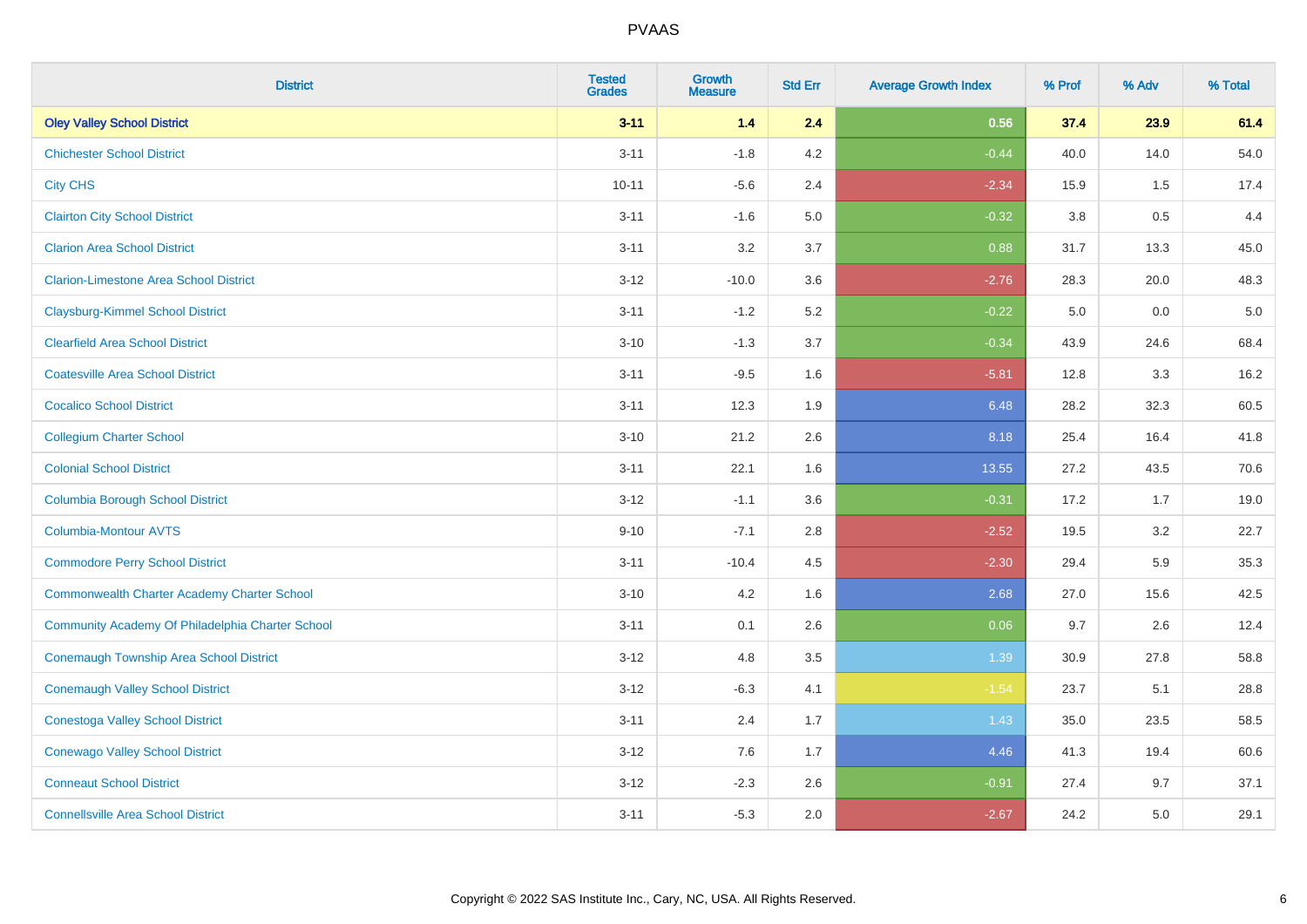| District | Tested Grades | Growth Measure | Std Err | Average Growth Index | % Prof | % Adv | % Total |
|---|---|---|---|---|---|---|---|
| **Oley Valley School District** | **3-11** | **1.4** | **2.4** | **0.56** | **37.4** | **23.9** | **61.4** |
| Chichester School District | 3-11 | -1.8 | 4.2 | -0.44 | 40.0 | 14.0 | 54.0 |
| City CHS | 10-11 | -5.6 | 2.4 | -2.34 | 15.9 | 1.5 | 17.4 |
| Clairton City School District | 3-11 | -1.6 | 5.0 | -0.32 | 3.8 | 0.5 | 4.4 |
| Clarion Area School District | 3-11 | 3.2 | 3.7 | 0.88 | 31.7 | 13.3 | 45.0 |
| Clarion-Limestone Area School District | 3-12 | -10.0 | 3.6 | -2.76 | 28.3 | 20.0 | 48.3 |
| Claysburg-Kimmel School District | 3-11 | -1.2 | 5.2 | -0.22 | 5.0 | 0.0 | 5.0 |
| Clearfield Area School District | 3-10 | -1.3 | 3.7 | -0.34 | 43.9 | 24.6 | 68.4 |
| Coatesville Area School District | 3-11 | -9.5 | 1.6 | -5.81 | 12.8 | 3.3 | 16.2 |
| Cocalico School District | 3-11 | 12.3 | 1.9 | 6.48 | 28.2 | 32.3 | 60.5 |
| Collegium Charter School | 3-10 | 21.2 | 2.6 | 8.18 | 25.4 | 16.4 | 41.8 |
| Colonial School District | 3-11 | 22.1 | 1.6 | 13.55 | 27.2 | 43.5 | 70.6 |
| Columbia Borough School District | 3-12 | -1.1 | 3.6 | -0.31 | 17.2 | 1.7 | 19.0 |
| Columbia-Montour AVTS | 9-10 | -7.1 | 2.8 | -2.52 | 19.5 | 3.2 | 22.7 |
| Commodore Perry School District | 3-11 | -10.4 | 4.5 | -2.30 | 29.4 | 5.9 | 35.3 |
| Commonwealth Charter Academy Charter School | 3-10 | 4.2 | 1.6 | 2.68 | 27.0 | 15.6 | 42.5 |
| Community Academy Of Philadelphia Charter School | 3-11 | 0.1 | 2.6 | 0.06 | 9.7 | 2.6 | 12.4 |
| Conemaugh Township Area School District | 3-12 | 4.8 | 3.5 | 1.39 | 30.9 | 27.8 | 58.8 |
| Conemaugh Valley School District | 3-12 | -6.3 | 4.1 | -1.54 | 23.7 | 5.1 | 28.8 |
| Conestoga Valley School District | 3-11 | 2.4 | 1.7 | 1.43 | 35.0 | 23.5 | 58.5 |
| Conewago Valley School District | 3-12 | 7.6 | 1.7 | 4.46 | 41.3 | 19.4 | 60.6 |
| Conneaut School District | 3-12 | -2.3 | 2.6 | -0.91 | 27.4 | 9.7 | 37.1 |
| Connellsville Area School District | 3-11 | -5.3 | 2.0 | -2.67 | 24.2 | 5.0 | 29.1 |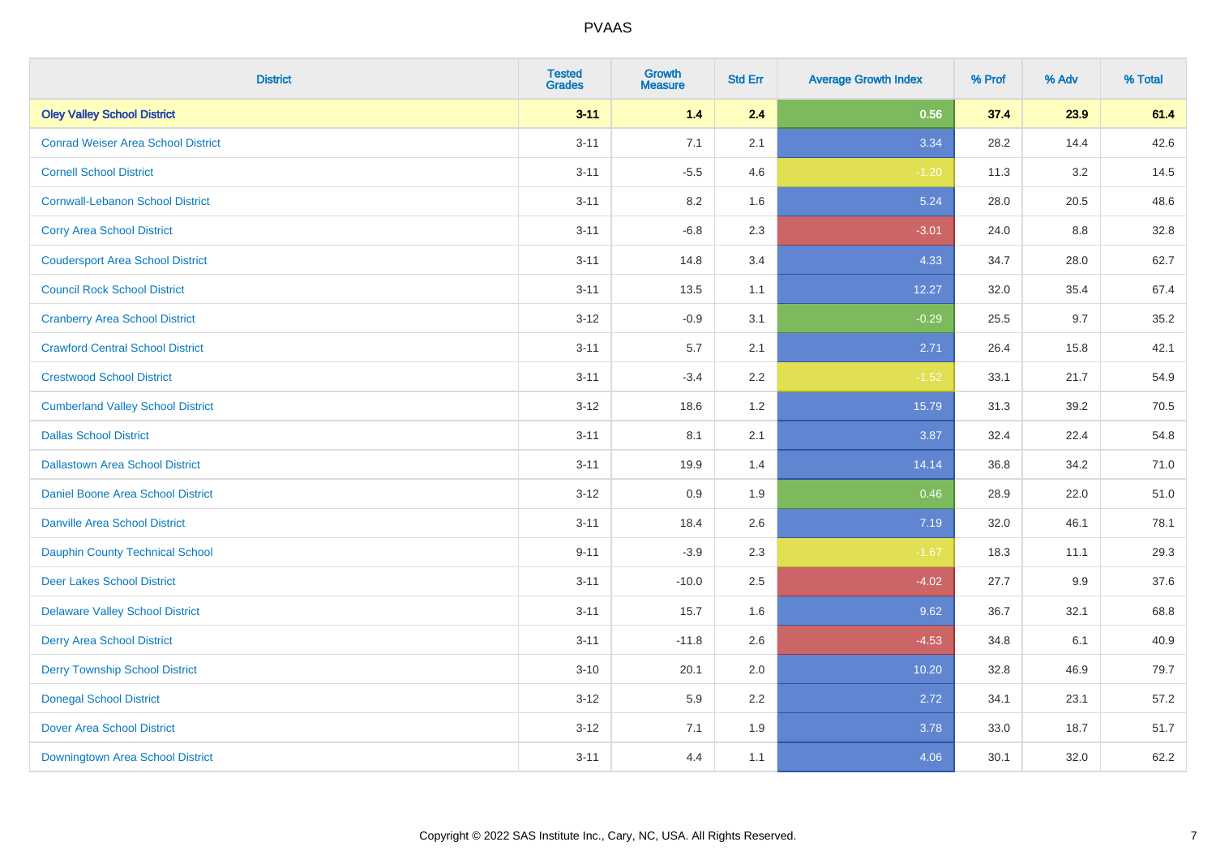# PVAAS

| District | Tested Grades | Growth Measure | Std Err | Average Growth Index | % Prof | % Adv | % Total |
|---|---|---|---|---|---|---|---|
| **Oley Valley School District** | **3-11** | **1.4** | **2.4** | **0.56** | **37.4** | **23.9** | **61.4** |
| Conrad Weiser Area School District | 3-11 | 7.1 | 2.1 | 3.34 | 28.2 | 14.4 | 42.6 |
| Cornell School District | 3-11 | -5.5 | 4.6 | -1.20 | 11.3 | 3.2 | 14.5 |
| Cornwall-Lebanon School District | 3-11 | 8.2 | 1.6 | 5.24 | 28.0 | 20.5 | 48.6 |
| Corry Area School District | 3-11 | -6.8 | 2.3 | -3.01 | 24.0 | 8.8 | 32.8 |
| Coudersport Area School District | 3-11 | 14.8 | 3.4 | 4.33 | 34.7 | 28.0 | 62.7 |
| Council Rock School District | 3-11 | 13.5 | 1.1 | 12.27 | 32.0 | 35.4 | 67.4 |
| Cranberry Area School District | 3-12 | -0.9 | 3.1 | -0.29 | 25.5 | 9.7 | 35.2 |
| Crawford Central School District | 3-11 | 5.7 | 2.1 | 2.71 | 26.4 | 15.8 | 42.1 |
| Crestwood School District | 3-11 | -3.4 | 2.2 | -1.52 | 33.1 | 21.7 | 54.9 |
| Cumberland Valley School District | 3-12 | 18.6 | 1.2 | 15.79 | 31.3 | 39.2 | 70.5 |
| Dallas School District | 3-11 | 8.1 | 2.1 | 3.87 | 32.4 | 22.4 | 54.8 |
| Dallastown Area School District | 3-11 | 19.9 | 1.4 | 14.14 | 36.8 | 34.2 | 71.0 |
| Daniel Boone Area School District | 3-12 | 0.9 | 1.9 | 0.46 | 28.9 | 22.0 | 51.0 |
| Danville Area School District | 3-11 | 18.4 | 2.6 | 7.19 | 32.0 | 46.1 | 78.1 |
| Dauphin County Technical School | 9-11 | -3.9 | 2.3 | -1.67 | 18.3 | 11.1 | 29.3 |
| Deer Lakes School District | 3-11 | -10.0 | 2.5 | -4.02 | 27.7 | 9.9 | 37.6 |
| Delaware Valley School District | 3-11 | 15.7 | 1.6 | 9.62 | 36.7 | 32.1 | 68.8 |
| Derry Area School District | 3-11 | -11.8 | 2.6 | -4.53 | 34.8 | 6.1 | 40.9 |
| Derry Township School District | 3-10 | 20.1 | 2.0 | 10.20 | 32.8 | 46.9 | 79.7 |
| Donegal School District | 3-12 | 5.9 | 2.2 | 2.72 | 34.1 | 23.1 | 57.2 |
| Dover Area School District | 3-12 | 7.1 | 1.9 | 3.78 | 33.0 | 18.7 | 51.7 |
| Downingtown Area School District | 3-11 | 4.4 | 1.1 | 4.06 | 30.1 | 32.0 | 62.2 |

Copyright © 2022 SAS Institute Inc., Cary, NC, USA. All Rights Reserved.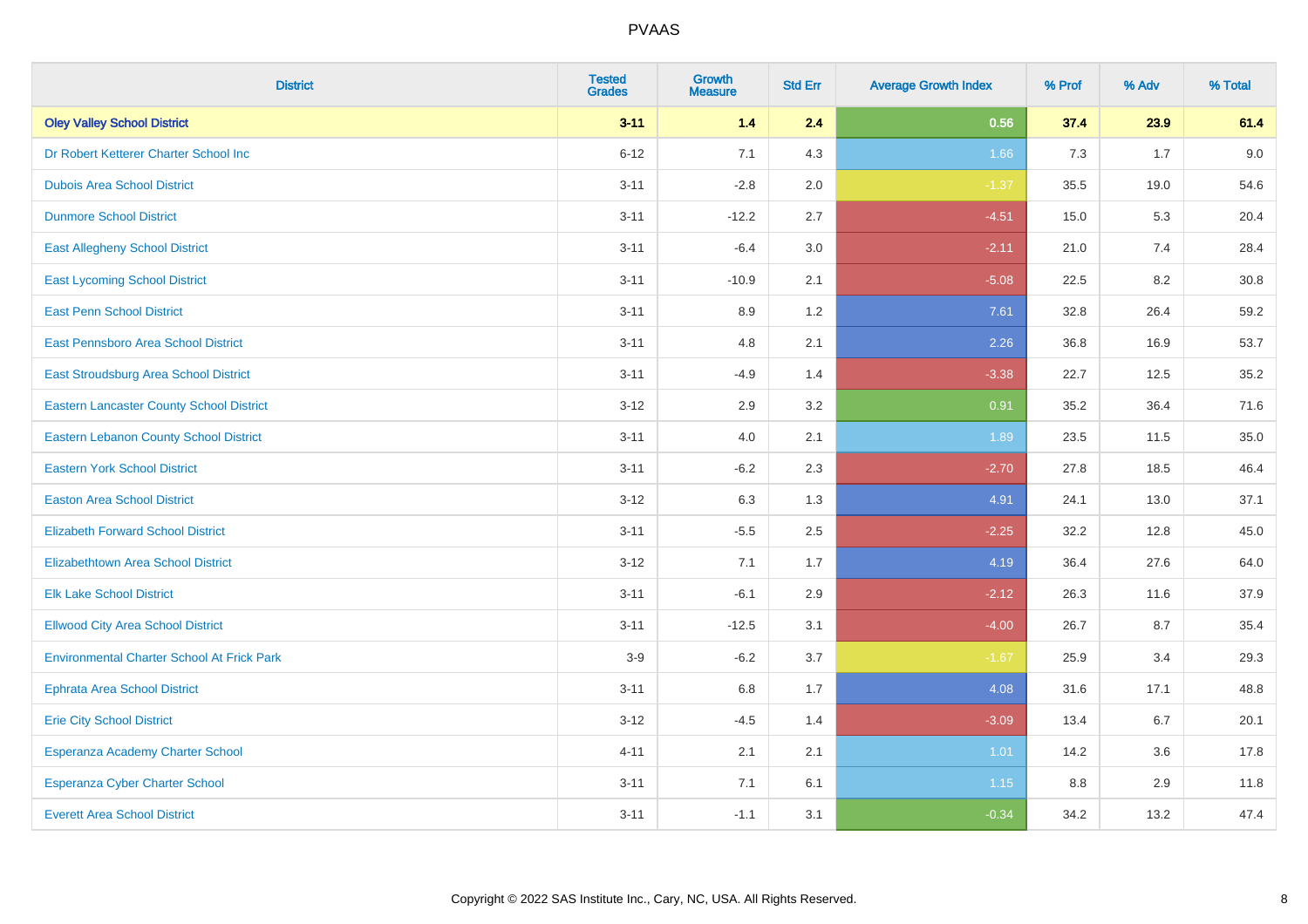# PVAAS

| District | Tested Grades | Growth Measure | Std Err | Average Growth Index | % Prof | % Adv | % Total |
|---|---|---|---|---|---|---|---|
| **Oley Valley School District** | **3-11** | **1.4** | **2.4** | **0.56** | **37.4** | **23.9** | **61.4** |
| Dr Robert Ketterer Charter School Inc | 6-12 | 7.1 | 4.3 | 1.66 | 7.3 | 1.7 | 9.0 |
| Dubois Area School District | 3-11 | -2.8 | 2.0 | -1.37 | 35.5 | 19.0 | 54.6 |
| Dunmore School District | 3-11 | -12.2 | 2.7 | -4.51 | 15.0 | 5.3 | 20.4 |
| East Allegheny School District | 3-11 | -6.4 | 3.0 | -2.11 | 21.0 | 7.4 | 28.4 |
| East Lycoming School District | 3-11 | -10.9 | 2.1 | -5.08 | 22.5 | 8.2 | 30.8 |
| East Penn School District | 3-11 | 8.9 | 1.2 | 7.61 | 32.8 | 26.4 | 59.2 |
| East Pennsboro Area School District | 3-11 | 4.8 | 2.1 | 2.26 | 36.8 | 16.9 | 53.7 |
| East Stroudsburg Area School District | 3-11 | -4.9 | 1.4 | -3.38 | 22.7 | 12.5 | 35.2 |
| Eastern Lancaster County School District | 3-12 | 2.9 | 3.2 | 0.91 | 35.2 | 36.4 | 71.6 |
| Eastern Lebanon County School District | 3-11 | 4.0 | 2.1 | 1.89 | 23.5 | 11.5 | 35.0 |
| Eastern York School District | 3-11 | -6.2 | 2.3 | -2.70 | 27.8 | 18.5 | 46.4 |
| Easton Area School District | 3-12 | 6.3 | 1.3 | 4.91 | 24.1 | 13.0 | 37.1 |
| Elizabeth Forward School District | 3-11 | -5.5 | 2.5 | -2.25 | 32.2 | 12.8 | 45.0 |
| Elizabethtown Area School District | 3-12 | 7.1 | 1.7 | 4.19 | 36.4 | 27.6 | 64.0 |
| Elk Lake School District | 3-11 | -6.1 | 2.9 | -2.12 | 26.3 | 11.6 | 37.9 |
| Ellwood City Area School District | 3-11 | -12.5 | 3.1 | -4.00 | 26.7 | 8.7 | 35.4 |
| Environmental Charter School At Frick Park | 3-9 | -6.2 | 3.7 | -1.67 | 25.9 | 3.4 | 29.3 |
| Ephrata Area School District | 3-11 | 6.8 | 1.7 | 4.08 | 31.6 | 17.1 | 48.8 |
| Erie City School District | 3-12 | -4.5 | 1.4 | -3.09 | 13.4 | 6.7 | 20.1 |
| Esperanza Academy Charter School | 4-11 | 2.1 | 2.1 | 1.01 | 14.2 | 3.6 | 17.8 |
| Esperanza Cyber Charter School | 3-11 | 7.1 | 6.1 | 1.15 | 8.8 | 2.9 | 11.8 |
| Everett Area School District | 3-11 | -1.1 | 3.1 | -0.34 | 34.2 | 13.2 | 47.4 |

Copyright © 2022 SAS Institute Inc., Cary, NC, USA. All Rights Reserved.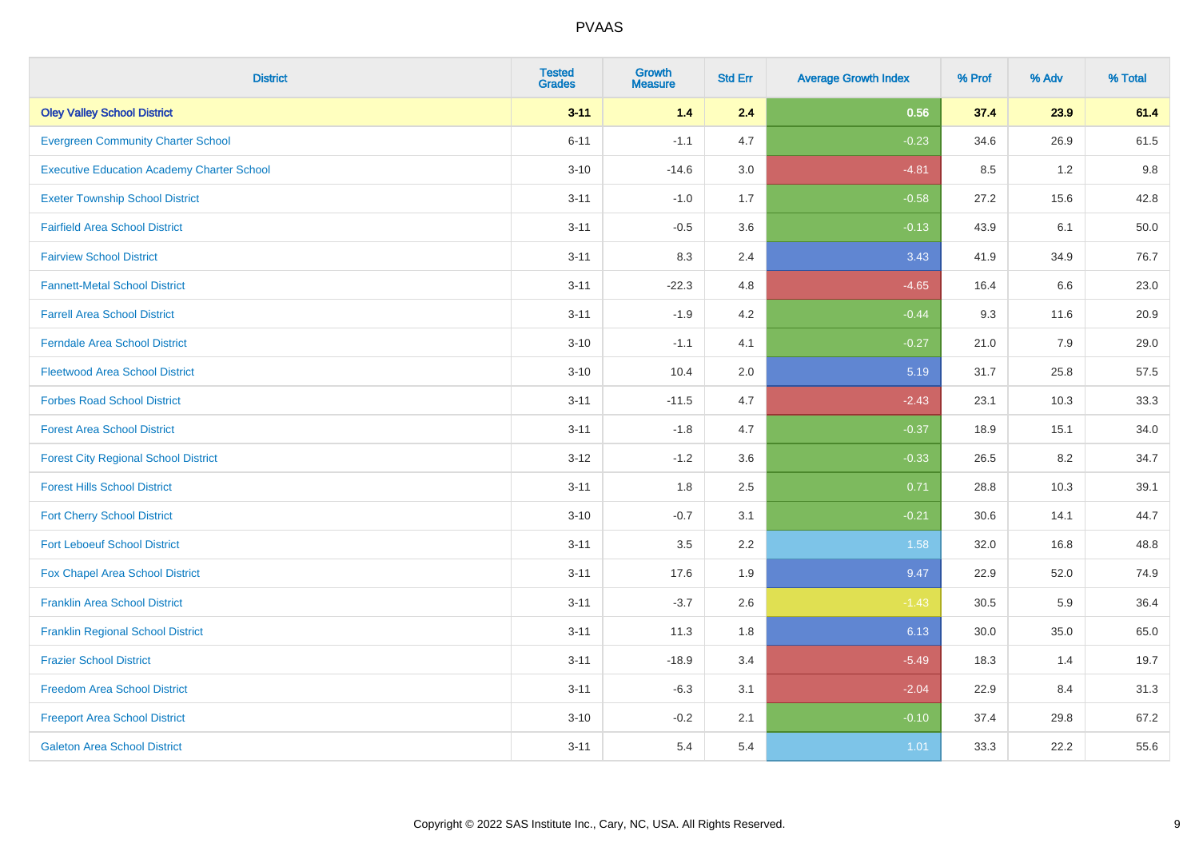# PVAAS

| District | Tested Grades | Growth Measure | Std Err | Average Growth Index | % Prof | % Adv | % Total |
|---|---|---|---|---|---|---|---|
| **Oley Valley School District** | **3-11** | **1.4** | **2.4** | **0.56** | **37.4** | **23.9** | **61.4** |
| Evergreen Community Charter School | 6-11 | -1.1 | 4.7 | -0.23 | 34.6 | 26.9 | 61.5 |
| Executive Education Academy Charter School | 3-10 | -14.6 | 3.0 | -4.81 | 8.5 | 1.2 | 9.8 |
| Exeter Township School District | 3-11 | -1.0 | 1.7 | -0.58 | 27.2 | 15.6 | 42.8 |
| Fairfield Area School District | 3-11 | -0.5 | 3.6 | -0.13 | 43.9 | 6.1 | 50.0 |
| Fairview School District | 3-11 | 8.3 | 2.4 | 3.43 | 41.9 | 34.9 | 76.7 |
| Fannett-Metal School District | 3-11 | -22.3 | 4.8 | -4.65 | 16.4 | 6.6 | 23.0 |
| Farrell Area School District | 3-11 | -1.9 | 4.2 | -0.44 | 9.3 | 11.6 | 20.9 |
| Ferndale Area School District | 3-10 | -1.1 | 4.1 | -0.27 | 21.0 | 7.9 | 29.0 |
| Fleetwood Area School District | 3-10 | 10.4 | 2.0 | 5.19 | 31.7 | 25.8 | 57.5 |
| Forbes Road School District | 3-11 | -11.5 | 4.7 | -2.43 | 23.1 | 10.3 | 33.3 |
| Forest Area School District | 3-11 | -1.8 | 4.7 | -0.37 | 18.9 | 15.1 | 34.0 |
| Forest City Regional School District | 3-12 | -1.2 | 3.6 | -0.33 | 26.5 | 8.2 | 34.7 |
| Forest Hills School District | 3-11 | 1.8 | 2.5 | 0.71 | 28.8 | 10.3 | 39.1 |
| Fort Cherry School District | 3-10 | -0.7 | 3.1 | -0.21 | 30.6 | 14.1 | 44.7 |
| Fort Leboeuf School District | 3-11 | 3.5 | 2.2 | 1.58 | 32.0 | 16.8 | 48.8 |
| Fox Chapel Area School District | 3-11 | 17.6 | 1.9 | 9.47 | 22.9 | 52.0 | 74.9 |
| Franklin Area School District | 3-11 | -3.7 | 2.6 | -1.43 | 30.5 | 5.9 | 36.4 |
| Franklin Regional School District | 3-11 | 11.3 | 1.8 | 6.13 | 30.0 | 35.0 | 65.0 |
| Frazier School District | 3-11 | -18.9 | 3.4 | -5.49 | 18.3 | 1.4 | 19.7 |
| Freedom Area School District | 3-11 | -6.3 | 3.1 | -2.04 | 22.9 | 8.4 | 31.3 |
| Freeport Area School District | 3-10 | -0.2 | 2.1 | -0.10 | 37.4 | 29.8 | 67.2 |
| Galeton Area School District | 3-11 | 5.4 | 5.4 | 1.01 | 33.3 | 22.2 | 55.6 |

Copyright © 2022 SAS Institute Inc., Cary, NC, USA. All Rights Reserved.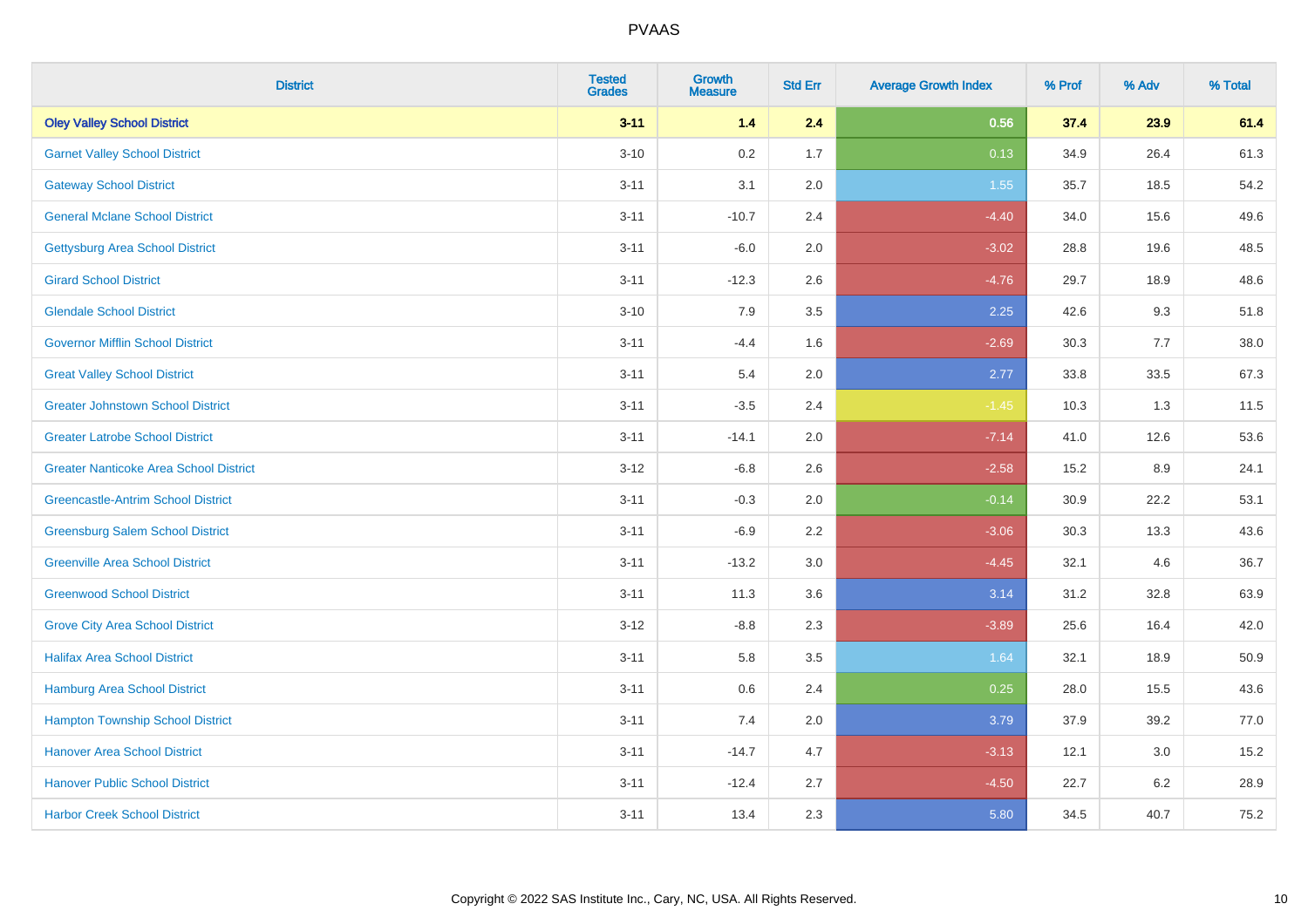| District | Tested Grades | Growth Measure | Std Err | Average Growth Index | % Prof | % Adv | % Total |
|---|---|---|---|---|---|---|---|
| **Oley Valley School District** | **3-11** | **1.4** | **2.4** | **0.56** | **37.4** | **23.9** | **61.4** |
| Garnet Valley School District | 3-10 | 0.2 | 1.7 | 0.13 | 34.9 | 26.4 | 61.3 |
| Gateway School District | 3-11 | 3.1 | 2.0 | 1.55 | 35.7 | 18.5 | 54.2 |
| General Mclane School District | 3-11 | -10.7 | 2.4 | -4.40 | 34.0 | 15.6 | 49.6 |
| Gettysburg Area School District | 3-11 | -6.0 | 2.0 | -3.02 | 28.8 | 19.6 | 48.5 |
| Girard School District | 3-11 | -12.3 | 2.6 | -4.76 | 29.7 | 18.9 | 48.6 |
| Glendale School District | 3-10 | 7.9 | 3.5 | 2.25 | 42.6 | 9.3 | 51.8 |
| Governor Mifflin School District | 3-11 | -4.4 | 1.6 | -2.69 | 30.3 | 7.7 | 38.0 |
| Great Valley School District | 3-11 | 5.4 | 2.0 | 2.77 | 33.8 | 33.5 | 67.3 |
| Greater Johnstown School District | 3-11 | -3.5 | 2.4 | -1.45 | 10.3 | 1.3 | 11.5 |
| Greater Latrobe School District | 3-11 | -14.1 | 2.0 | -7.14 | 41.0 | 12.6 | 53.6 |
| Greater Nanticoke Area School District | 3-12 | -6.8 | 2.6 | -2.58 | 15.2 | 8.9 | 24.1 |
| Greencastle-Antrim School District | 3-11 | -0.3 | 2.0 | -0.14 | 30.9 | 22.2 | 53.1 |
| Greensburg Salem School District | 3-11 | -6.9 | 2.2 | -3.06 | 30.3 | 13.3 | 43.6 |
| Greenville Area School District | 3-11 | -13.2 | 3.0 | -4.45 | 32.1 | 4.6 | 36.7 |
| Greenwood School District | 3-11 | 11.3 | 3.6 | 3.14 | 31.2 | 32.8 | 63.9 |
| Grove City Area School District | 3-12 | -8.8 | 2.3 | -3.89 | 25.6 | 16.4 | 42.0 |
| Halifax Area School District | 3-11 | 5.8 | 3.5 | 1.64 | 32.1 | 18.9 | 50.9 |
| Hamburg Area School District | 3-11 | 0.6 | 2.4 | 0.25 | 28.0 | 15.5 | 43.6 |
| Hampton Township School District | 3-11 | 7.4 | 2.0 | 3.79 | 37.9 | 39.2 | 77.0 |
| Hanover Area School District | 3-11 | -14.7 | 4.7 | -3.13 | 12.1 | 3.0 | 15.2 |
| Hanover Public School District | 3-11 | -12.4 | 2.7 | -4.50 | 22.7 | 6.2 | 28.9 |
| Harbor Creek School District | 3-11 | 13.4 | 2.3 | 5.80 | 34.5 | 40.7 | 75.2 |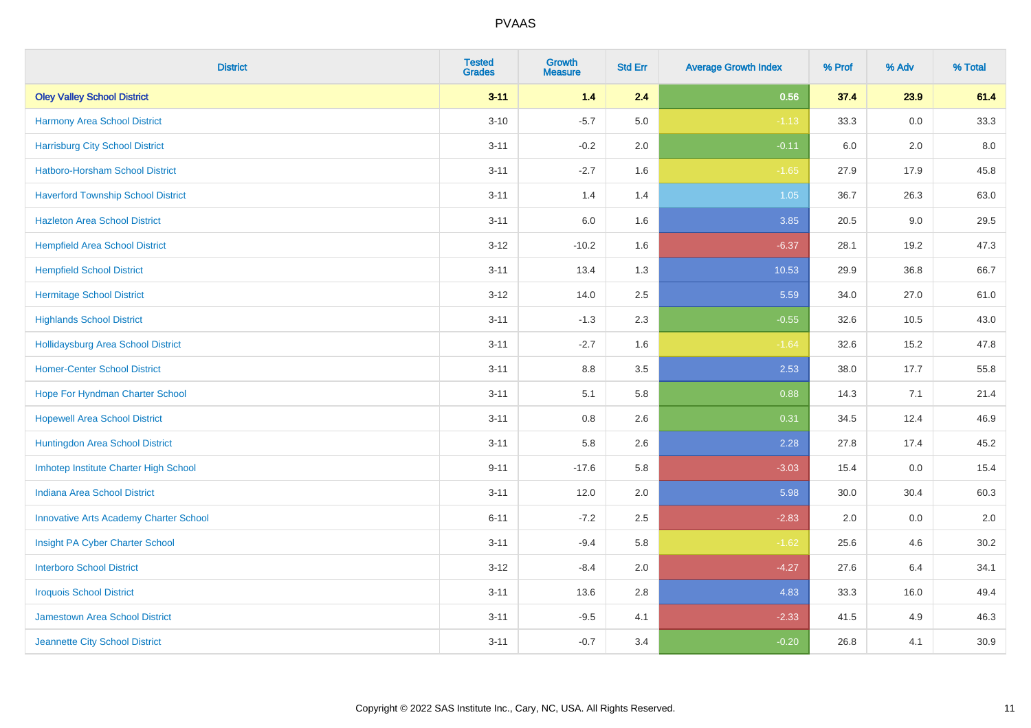# PVAAS

| District | Tested Grades | Growth Measure | Std Err | Average Growth Index | % Prof | % Adv | % Total |
|---|---|---|---|---|---|---|---|
| **Oley Valley School District** | **3-11** | **1.4** | **2.4** | **0.56** | **37.4** | **23.9** | **61.4** |
| Harmony Area School District | 3-10 | -5.7 | 5.0 | -1.13 | 33.3 | 0.0 | 33.3 |
| Harrisburg City School District | 3-11 | -0.2 | 2.0 | -0.11 | 6.0 | 2.0 | 8.0 |
| Hatboro-Horsham School District | 3-11 | -2.7 | 1.6 | -1.65 | 27.9 | 17.9 | 45.8 |
| Haverford Township School District | 3-11 | 1.4 | 1.4 | 1.05 | 36.7 | 26.3 | 63.0 |
| Hazleton Area School District | 3-11 | 6.0 | 1.6 | 3.85 | 20.5 | 9.0 | 29.5 |
| Hempfield Area School District | 3-12 | -10.2 | 1.6 | -6.37 | 28.1 | 19.2 | 47.3 |
| Hempfield School District | 3-11 | 13.4 | 1.3 | 10.53 | 29.9 | 36.8 | 66.7 |
| Hermitage School District | 3-12 | 14.0 | 2.5 | 5.59 | 34.0 | 27.0 | 61.0 |
| Highlands School District | 3-11 | -1.3 | 2.3 | -0.55 | 32.6 | 10.5 | 43.0 |
| Hollidaysburg Area School District | 3-11 | -2.7 | 1.6 | -1.64 | 32.6 | 15.2 | 47.8 |
| Homer-Center School District | 3-11 | 8.8 | 3.5 | 2.53 | 38.0 | 17.7 | 55.8 |
| Hope For Hyndman Charter School | 3-11 | 5.1 | 5.8 | 0.88 | 14.3 | 7.1 | 21.4 |
| Hopewell Area School District | 3-11 | 0.8 | 2.6 | 0.31 | 34.5 | 12.4 | 46.9 |
| Huntingdon Area School District | 3-11 | 5.8 | 2.6 | 2.28 | 27.8 | 17.4 | 45.2 |
| Imhotep Institute Charter High School | 9-11 | -17.6 | 5.8 | -3.03 | 15.4 | 0.0 | 15.4 |
| Indiana Area School District | 3-11 | 12.0 | 2.0 | 5.98 | 30.0 | 30.4 | 60.3 |
| Innovative Arts Academy Charter School | 6-11 | -7.2 | 2.5 | -2.83 | 2.0 | 0.0 | 2.0 |
| Insight PA Cyber Charter School | 3-11 | -9.4 | 5.8 | -1.62 | 25.6 | 4.6 | 30.2 |
| Interboro School District | 3-12 | -8.4 | 2.0 | -4.27 | 27.6 | 6.4 | 34.1 |
| Iroquois School District | 3-11 | 13.6 | 2.8 | 4.83 | 33.3 | 16.0 | 49.4 |
| Jamestown Area School District | 3-11 | -9.5 | 4.1 | -2.33 | 41.5 | 4.9 | 46.3 |
| Jeannette City School District | 3-11 | -0.7 | 3.4 | -0.20 | 26.8 | 4.1 | 30.9 |

Copyright © 2022 SAS Institute Inc., Cary, NC, USA. All Rights Reserved.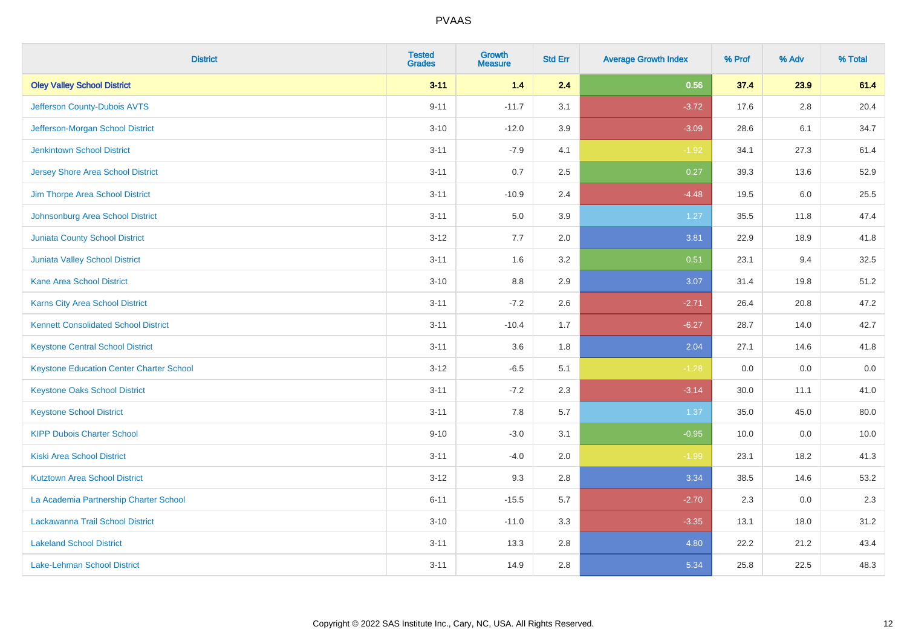# PVAAS

| District | Tested Grades | Growth Measure | Std Err | Average Growth Index | % Prof | % Adv | % Total |
|---|---|---|---|---|---|---|---|
| **Oley Valley School District** | **3-11** | **1.4** | **2.4** | **0.56** | **37.4** | **23.9** | **61.4** |
| Jefferson County-Dubois AVTS | 9-11 | -11.7 | 3.1 | -3.72 | 17.6 | 2.8 | 20.4 |
| Jefferson-Morgan School District | 3-10 | -12.0 | 3.9 | -3.09 | 28.6 | 6.1 | 34.7 |
| Jenkintown School District | 3-11 | -7.9 | 4.1 | -1.92 | 34.1 | 27.3 | 61.4 |
| Jersey Shore Area School District | 3-11 | 0.7 | 2.5 | 0.27 | 39.3 | 13.6 | 52.9 |
| Jim Thorpe Area School District | 3-11 | -10.9 | 2.4 | -4.48 | 19.5 | 6.0 | 25.5 |
| Johnsonburg Area School District | 3-11 | 5.0 | 3.9 | 1.27 | 35.5 | 11.8 | 47.4 |
| Juniata County School District | 3-12 | 7.7 | 2.0 | 3.81 | 22.9 | 18.9 | 41.8 |
| Juniata Valley School District | 3-11 | 1.6 | 3.2 | 0.51 | 23.1 | 9.4 | 32.5 |
| Kane Area School District | 3-10 | 8.8 | 2.9 | 3.07 | 31.4 | 19.8 | 51.2 |
| Karns City Area School District | 3-11 | -7.2 | 2.6 | -2.71 | 26.4 | 20.8 | 47.2 |
| Kennett Consolidated School District | 3-11 | -10.4 | 1.7 | -6.27 | 28.7 | 14.0 | 42.7 |
| Keystone Central School District | 3-11 | 3.6 | 1.8 | 2.04 | 27.1 | 14.6 | 41.8 |
| Keystone Education Center Charter School | 3-12 | -6.5 | 5.1 | -1.28 | 0.0 | 0.0 | 0.0 |
| Keystone Oaks School District | 3-11 | -7.2 | 2.3 | -3.14 | 30.0 | 11.1 | 41.0 |
| Keystone School District | 3-11 | 7.8 | 5.7 | 1.37 | 35.0 | 45.0 | 80.0 |
| KIPP Dubois Charter School | 9-10 | -3.0 | 3.1 | -0.95 | 10.0 | 0.0 | 10.0 |
| Kiski Area School District | 3-11 | -4.0 | 2.0 | -1.99 | 23.1 | 18.2 | 41.3 |
| Kutztown Area School District | 3-12 | 9.3 | 2.8 | 3.34 | 38.5 | 14.6 | 53.2 |
| La Academia Partnership Charter School | 6-11 | -15.5 | 5.7 | -2.70 | 2.3 | 0.0 | 2.3 |
| Lackawanna Trail School District | 3-10 | -11.0 | 3.3 | -3.35 | 13.1 | 18.0 | 31.2 |
| Lakeland School District | 3-11 | 13.3 | 2.8 | 4.80 | 22.2 | 21.2 | 43.4 |
| Lake-Lehman School District | 3-11 | 14.9 | 2.8 | 5.34 | 25.8 | 22.5 | 48.3 |

Copyright © 2022 SAS Institute Inc., Cary, NC, USA. All Rights Reserved.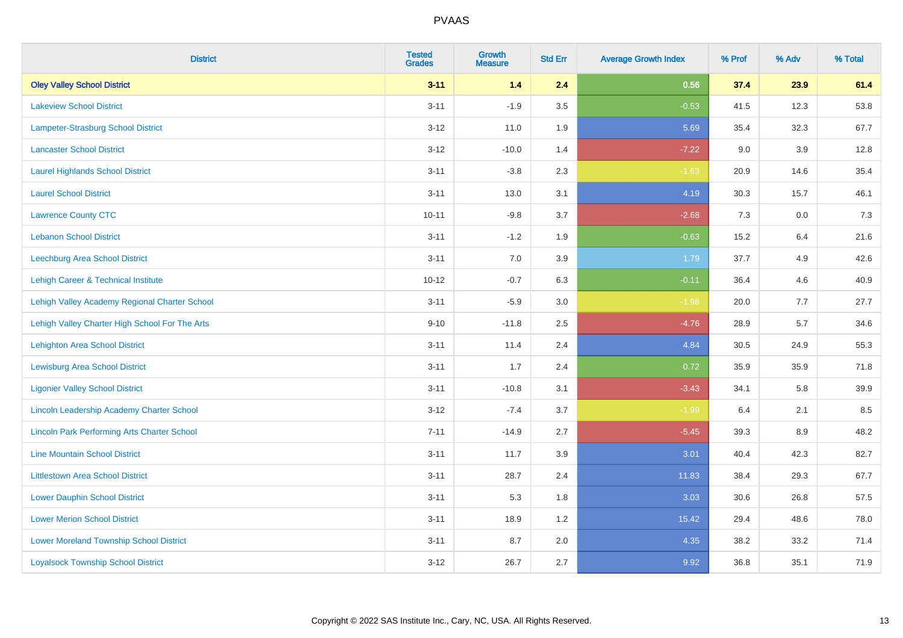# PVAAS

| District | Tested Grades | Growth Measure | Std Err | Average Growth Index | % Prof | % Adv | % Total |
|---|---|---|---|---|---|---|---|
| **Oley Valley School District** | **3-11** | **1.4** | **2.4** | **0.56** | **37.4** | **23.9** | **61.4** |
| Lakeview School District | 3-11 | -1.9 | 3.5 | -0.53 | 41.5 | 12.3 | 53.8 |
| Lampeter-Strasburg School District | 3-12 | 11.0 | 1.9 | 5.69 | 35.4 | 32.3 | 67.7 |
| Lancaster School District | 3-12 | -10.0 | 1.4 | -7.22 | 9.0 | 3.9 | 12.8 |
| Laurel Highlands School District | 3-11 | -3.8 | 2.3 | -1.63 | 20.9 | 14.6 | 35.4 |
| Laurel School District | 3-11 | 13.0 | 3.1 | 4.19 | 30.3 | 15.7 | 46.1 |
| Lawrence County CTC | 10-11 | -9.8 | 3.7 | -2.68 | 7.3 | 0.0 | 7.3 |
| Lebanon School District | 3-11 | -1.2 | 1.9 | -0.63 | 15.2 | 6.4 | 21.6 |
| Leechburg Area School District | 3-11 | 7.0 | 3.9 | 1.79 | 37.7 | 4.9 | 42.6 |
| Lehigh Career & Technical Institute | 10-12 | -0.7 | 6.3 | -0.11 | 36.4 | 4.6 | 40.9 |
| Lehigh Valley Academy Regional Charter School | 3-11 | -5.9 | 3.0 | -1.98 | 20.0 | 7.7 | 27.7 |
| Lehigh Valley Charter High School For The Arts | 9-10 | -11.8 | 2.5 | -4.76 | 28.9 | 5.7 | 34.6 |
| Lehighton Area School District | 3-11 | 11.4 | 2.4 | 4.84 | 30.5 | 24.9 | 55.3 |
| Lewisburg Area School District | 3-11 | 1.7 | 2.4 | 0.72 | 35.9 | 35.9 | 71.8 |
| Ligonier Valley School District | 3-11 | -10.8 | 3.1 | -3.43 | 34.1 | 5.8 | 39.9 |
| Lincoln Leadership Academy Charter School | 3-12 | -7.4 | 3.7 | -1.99 | 6.4 | 2.1 | 8.5 |
| Lincoln Park Performing Arts Charter School | 7-11 | -14.9 | 2.7 | -5.45 | 39.3 | 8.9 | 48.2 |
| Line Mountain School District | 3-11 | 11.7 | 3.9 | 3.01 | 40.4 | 42.3 | 82.7 |
| Littlestown Area School District | 3-11 | 28.7 | 2.4 | 11.83 | 38.4 | 29.3 | 67.7 |
| Lower Dauphin School District | 3-11 | 5.3 | 1.8 | 3.03 | 30.6 | 26.8 | 57.5 |
| Lower Merion School District | 3-11 | 18.9 | 1.2 | 15.42 | 29.4 | 48.6 | 78.0 |
| Lower Moreland Township School District | 3-11 | 8.7 | 2.0 | 4.35 | 38.2 | 33.2 | 71.4 |
| Loyalsock Township School District | 3-12 | 26.7 | 2.7 | 9.92 | 36.8 | 35.1 | 71.9 |

Copyright © 2022 SAS Institute Inc., Cary, NC, USA. All Rights Reserved.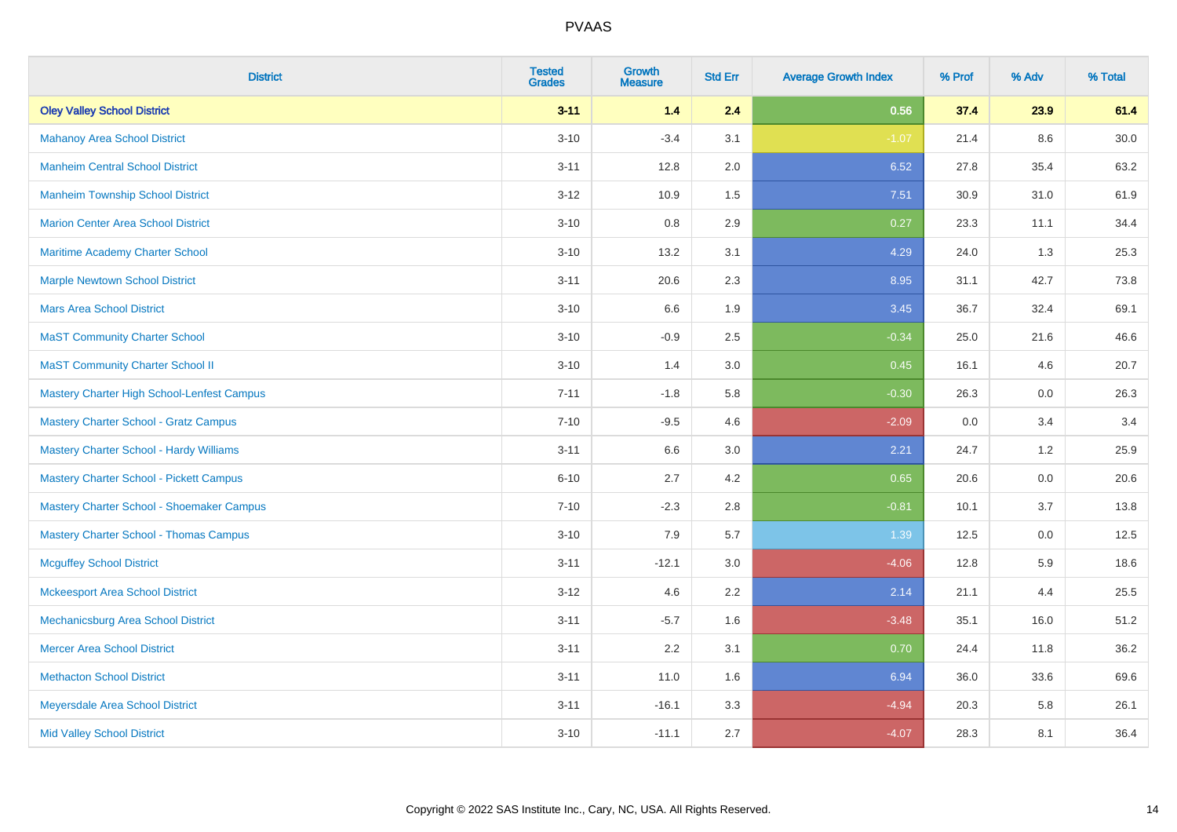# PVAAS

| District | Tested Grades | Growth Measure | Std Err | Average Growth Index | % Prof | % Adv | % Total |
|---|---|---|---|---|---|---|---|
| **Oley Valley School District** | **3-11** | **1.4** | **2.4** | **0.56** | **37.4** | **23.9** | **61.4** |
| Mahanoy Area School District | 3-10 | -3.4 | 3.1 | -1.07 | 21.4 | 8.6 | 30.0 |
| Manheim Central School District | 3-11 | 12.8 | 2.0 | 6.52 | 27.8 | 35.4 | 63.2 |
| Manheim Township School District | 3-12 | 10.9 | 1.5 | 7.51 | 30.9 | 31.0 | 61.9 |
| Marion Center Area School District | 3-10 | 0.8 | 2.9 | 0.27 | 23.3 | 11.1 | 34.4 |
| Maritime Academy Charter School | 3-10 | 13.2 | 3.1 | 4.29 | 24.0 | 1.3 | 25.3 |
| Marple Newtown School District | 3-11 | 20.6 | 2.3 | 8.95 | 31.1 | 42.7 | 73.8 |
| Mars Area School District | 3-10 | 6.6 | 1.9 | 3.45 | 36.7 | 32.4 | 69.1 |
| MaST Community Charter School | 3-10 | -0.9 | 2.5 | -0.34 | 25.0 | 21.6 | 46.6 |
| MaST Community Charter School II | 3-10 | 1.4 | 3.0 | 0.45 | 16.1 | 4.6 | 20.7 |
| Mastery Charter High School-Lenfest Campus | 7-11 | -1.8 | 5.8 | -0.30 | 26.3 | 0.0 | 26.3 |
| Mastery Charter School - Gratz Campus | 7-10 | -9.5 | 4.6 | -2.09 | 0.0 | 3.4 | 3.4 |
| Mastery Charter School - Hardy Williams | 3-11 | 6.6 | 3.0 | 2.21 | 24.7 | 1.2 | 25.9 |
| Mastery Charter School - Pickett Campus | 6-10 | 2.7 | 4.2 | 0.65 | 20.6 | 0.0 | 20.6 |
| Mastery Charter School - Shoemaker Campus | 7-10 | -2.3 | 2.8 | -0.81 | 10.1 | 3.7 | 13.8 |
| Mastery Charter School - Thomas Campus | 3-10 | 7.9 | 5.7 | 1.39 | 12.5 | 0.0 | 12.5 |
| Mcguffey School District | 3-11 | -12.1 | 3.0 | -4.06 | 12.8 | 5.9 | 18.6 |
| Mckeesport Area School District | 3-12 | 4.6 | 2.2 | 2.14 | 21.1 | 4.4 | 25.5 |
| Mechanicsburg Area School District | 3-11 | -5.7 | 1.6 | -3.48 | 35.1 | 16.0 | 51.2 |
| Mercer Area School District | 3-11 | 2.2 | 3.1 | 0.70 | 24.4 | 11.8 | 36.2 |
| Methacton School District | 3-11 | 11.0 | 1.6 | 6.94 | 36.0 | 33.6 | 69.6 |
| Meyersdale Area School District | 3-11 | -16.1 | 3.3 | -4.94 | 20.3 | 5.8 | 26.1 |
| Mid Valley School District | 3-10 | -11.1 | 2.7 | -4.07 | 28.3 | 8.1 | 36.4 |

Copyright © 2022 SAS Institute Inc., Cary, NC, USA. All Rights Reserved.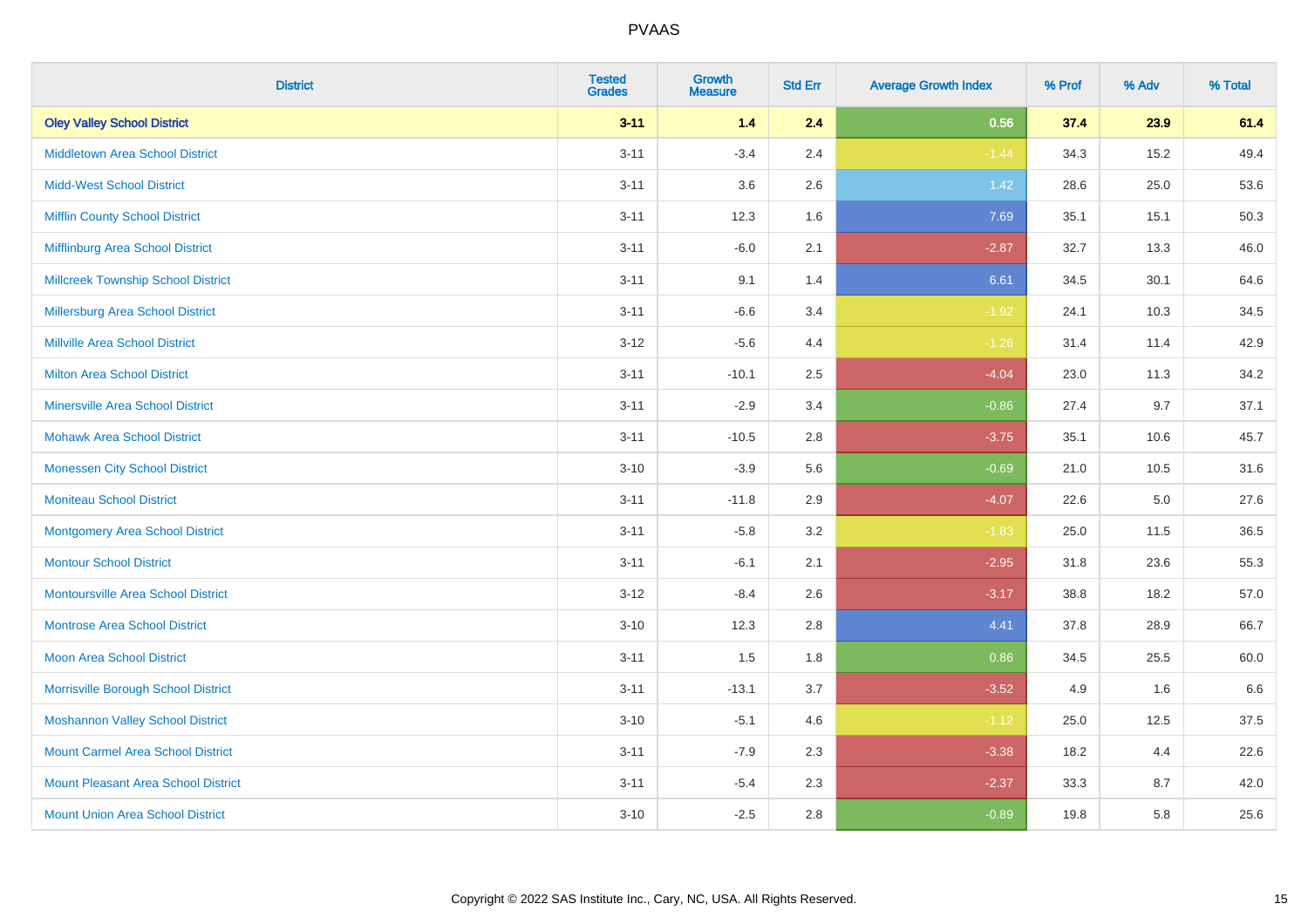# PVAAS

| District | Tested Grades | Growth Measure | Std Err | Average Growth Index | % Prof | % Adv | % Total |
|---|---|---|---|---|---|---|---|
| **Oley Valley School District** | **3-11** | **1.4** | **2.4** | **0.56** | **37.4** | **23.9** | **61.4** |
| Middletown Area School District | 3-11 | -3.4 | 2.4 | -1.44 | 34.3 | 15.2 | 49.4 |
| Midd-West School District | 3-11 | 3.6 | 2.6 | 1.42 | 28.6 | 25.0 | 53.6 |
| Mifflin County School District | 3-11 | 12.3 | 1.6 | 7.69 | 35.1 | 15.1 | 50.3 |
| Mifflinburg Area School District | 3-11 | -6.0 | 2.1 | -2.87 | 32.7 | 13.3 | 46.0 |
| Millcreek Township School District | 3-11 | 9.1 | 1.4 | 6.61 | 34.5 | 30.1 | 64.6 |
| Millersburg Area School District | 3-11 | -6.6 | 3.4 | -1.92 | 24.1 | 10.3 | 34.5 |
| Millville Area School District | 3-12 | -5.6 | 4.4 | -1.26 | 31.4 | 11.4 | 42.9 |
| Milton Area School District | 3-11 | -10.1 | 2.5 | -4.04 | 23.0 | 11.3 | 34.2 |
| Minersville Area School District | 3-11 | -2.9 | 3.4 | -0.86 | 27.4 | 9.7 | 37.1 |
| Mohawk Area School District | 3-11 | -10.5 | 2.8 | -3.75 | 35.1 | 10.6 | 45.7 |
| Monessen City School District | 3-10 | -3.9 | 5.6 | -0.69 | 21.0 | 10.5 | 31.6 |
| Moniteau School District | 3-11 | -11.8 | 2.9 | -4.07 | 22.6 | 5.0 | 27.6 |
| Montgomery Area School District | 3-11 | -5.8 | 3.2 | -1.83 | 25.0 | 11.5 | 36.5 |
| Montour School District | 3-11 | -6.1 | 2.1 | -2.95 | 31.8 | 23.6 | 55.3 |
| Montoursville Area School District | 3-12 | -8.4 | 2.6 | -3.17 | 38.8 | 18.2 | 57.0 |
| Montrose Area School District | 3-10 | 12.3 | 2.8 | 4.41 | 37.8 | 28.9 | 66.7 |
| Moon Area School District | 3-11 | 1.5 | 1.8 | 0.86 | 34.5 | 25.5 | 60.0 |
| Morrisville Borough School District | 3-11 | -13.1 | 3.7 | -3.52 | 4.9 | 1.6 | 6.6 |
| Moshannon Valley School District | 3-10 | -5.1 | 4.6 | -1.12 | 25.0 | 12.5 | 37.5 |
| Mount Carmel Area School District | 3-11 | -7.9 | 2.3 | -3.38 | 18.2 | 4.4 | 22.6 |
| Mount Pleasant Area School District | 3-11 | -5.4 | 2.3 | -2.37 | 33.3 | 8.7 | 42.0 |
| Mount Union Area School District | 3-10 | -2.5 | 2.8 | -0.89 | 19.8 | 5.8 | 25.6 |

Copyright © 2022 SAS Institute Inc., Cary, NC, USA. All Rights Reserved.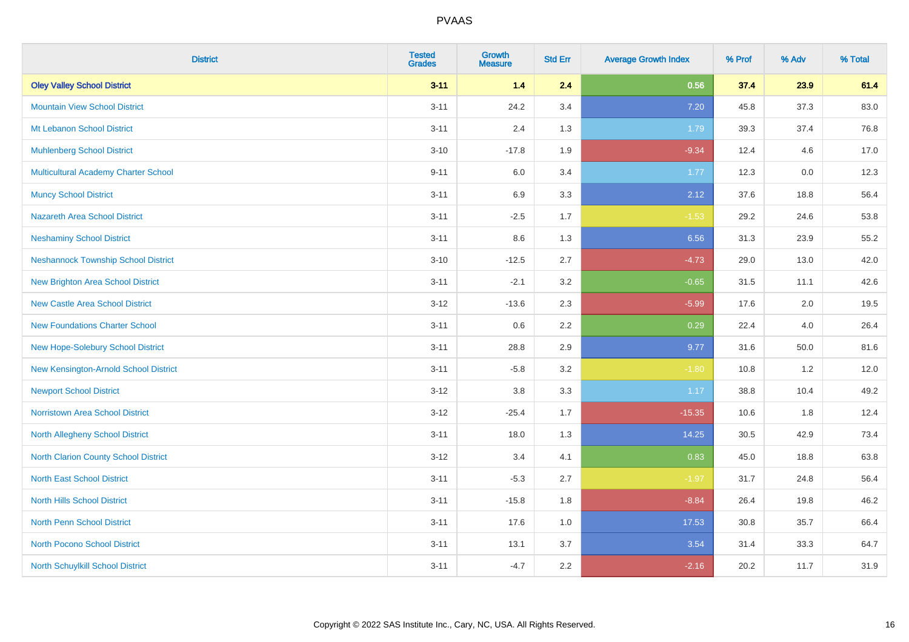| District | Tested Grades | Growth Measure | Std Err | Average Growth Index | % Prof | % Adv | % Total |
|---|---|---|---|---|---|---|---|
| **Oley Valley School District** | **3-11** | **1.4** | **2.4** | **0.56** | **37.4** | **23.9** | **61.4** |
| Mountain View School District | 3-11 | 24.2 | 3.4 | 7.20 | 45.8 | 37.3 | 83.0 |
| Mt Lebanon School District | 3-11 | 2.4 | 1.3 | 1.79 | 39.3 | 37.4 | 76.8 |
| Muhlenberg School District | 3-10 | -17.8 | 1.9 | -9.34 | 12.4 | 4.6 | 17.0 |
| Multicultural Academy Charter School | 9-11 | 6.0 | 3.4 | 1.77 | 12.3 | 0.0 | 12.3 |
| Muncy School District | 3-11 | 6.9 | 3.3 | 2.12 | 37.6 | 18.8 | 56.4 |
| Nazareth Area School District | 3-11 | -2.5 | 1.7 | -1.53 | 29.2 | 24.6 | 53.8 |
| Neshaminy School District | 3-11 | 8.6 | 1.3 | 6.56 | 31.3 | 23.9 | 55.2 |
| Neshannock Township School District | 3-10 | -12.5 | 2.7 | -4.73 | 29.0 | 13.0 | 42.0 |
| New Brighton Area School District | 3-11 | -2.1 | 3.2 | -0.65 | 31.5 | 11.1 | 42.6 |
| New Castle Area School District | 3-12 | -13.6 | 2.3 | -5.99 | 17.6 | 2.0 | 19.5 |
| New Foundations Charter School | 3-11 | 0.6 | 2.2 | 0.29 | 22.4 | 4.0 | 26.4 |
| New Hope-Solebury School District | 3-11 | 28.8 | 2.9 | 9.77 | 31.6 | 50.0 | 81.6 |
| New Kensington-Arnold School District | 3-11 | -5.8 | 3.2 | -1.80 | 10.8 | 1.2 | 12.0 |
| Newport School District | 3-12 | 3.8 | 3.3 | 1.17 | 38.8 | 10.4 | 49.2 |
| Norristown Area School District | 3-12 | -25.4 | 1.7 | -15.35 | 10.6 | 1.8 | 12.4 |
| North Allegheny School District | 3-11 | 18.0 | 1.3 | 14.25 | 30.5 | 42.9 | 73.4 |
| North Clarion County School District | 3-12 | 3.4 | 4.1 | 0.83 | 45.0 | 18.8 | 63.8 |
| North East School District | 3-11 | -5.3 | 2.7 | -1.97 | 31.7 | 24.8 | 56.4 |
| North Hills School District | 3-11 | -15.8 | 1.8 | -8.84 | 26.4 | 19.8 | 46.2 |
| North Penn School District | 3-11 | 17.6 | 1.0 | 17.53 | 30.8 | 35.7 | 66.4 |
| North Pocono School District | 3-11 | 13.1 | 3.7 | 3.54 | 31.4 | 33.3 | 64.7 |
| North Schuylkill School District | 3-11 | -4.7 | 2.2 | -2.16 | 20.2 | 11.7 | 31.9 |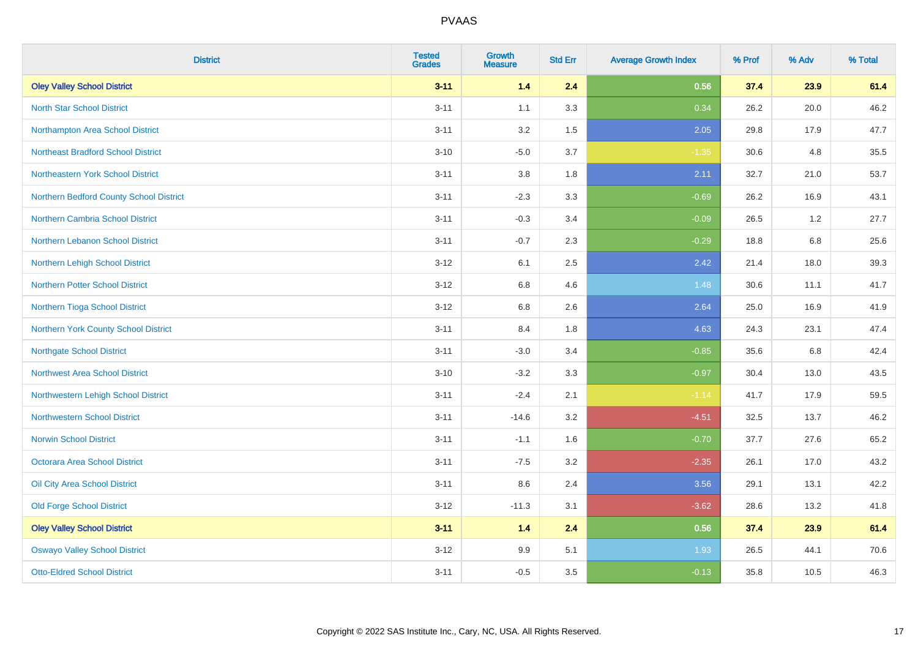# PVAAS

| District | Tested Grades | Growth Measure | Std Err | Average Growth Index | % Prof | % Adv | % Total |
|---|---|---|---|---|---|---|---|
| **Oley Valley School District** | **3-11** | **1.4** | **2.4** | **0.56** | **37.4** | **23.9** | **61.4** |
| North Star School District | 3-11 | 1.1 | 3.3 | 0.34 | 26.2 | 20.0 | 46.2 |
| Northampton Area School District | 3-11 | 3.2 | 1.5 | 2.05 | 29.8 | 17.9 | 47.7 |
| Northeast Bradford School District | 3-10 | -5.0 | 3.7 | -1.35 | 30.6 | 4.8 | 35.5 |
| Northeastern York School District | 3-11 | 3.8 | 1.8 | 2.11 | 32.7 | 21.0 | 53.7 |
| Northern Bedford County School District | 3-11 | -2.3 | 3.3 | -0.69 | 26.2 | 16.9 | 43.1 |
| Northern Cambria School District | 3-11 | -0.3 | 3.4 | -0.09 | 26.5 | 1.2 | 27.7 |
| Northern Lebanon School District | 3-11 | -0.7 | 2.3 | -0.29 | 18.8 | 6.8 | 25.6 |
| Northern Lehigh School District | 3-12 | 6.1 | 2.5 | 2.42 | 21.4 | 18.0 | 39.3 |
| Northern Potter School District | 3-12 | 6.8 | 4.6 | 1.48 | 30.6 | 11.1 | 41.7 |
| Northern Tioga School District | 3-12 | 6.8 | 2.6 | 2.64 | 25.0 | 16.9 | 41.9 |
| Northern York County School District | 3-11 | 8.4 | 1.8 | 4.63 | 24.3 | 23.1 | 47.4 |
| Northgate School District | 3-11 | -3.0 | 3.4 | -0.85 | 35.6 | 6.8 | 42.4 |
| Northwest Area School District | 3-10 | -3.2 | 3.3 | -0.97 | 30.4 | 13.0 | 43.5 |
| Northwestern Lehigh School District | 3-11 | -2.4 | 2.1 | -1.14 | 41.7 | 17.9 | 59.5 |
| Northwestern School District | 3-11 | -14.6 | 3.2 | -4.51 | 32.5 | 13.7 | 46.2 |
| Norwin School District | 3-11 | -1.1 | 1.6 | -0.70 | 37.7 | 27.6 | 65.2 |
| Octorara Area School District | 3-11 | -7.5 | 3.2 | -2.35 | 26.1 | 17.0 | 43.2 |
| Oil City Area School District | 3-11 | 8.6 | 2.4 | 3.56 | 29.1 | 13.1 | 42.2 |
| Old Forge School District | 3-12 | -11.3 | 3.1 | -3.62 | 28.6 | 13.2 | 41.8 |
| **Oley Valley School District** | **3-11** | **1.4** | **2.4** | **0.56** | **37.4** | **23.9** | **61.4** |
| Oswayo Valley School District | 3-12 | 9.9 | 5.1 | 1.93 | 26.5 | 44.1 | 70.6 |
| Otto-Eldred School District | 3-11 | -0.5 | 3.5 | -0.13 | 35.8 | 10.5 | 46.3 |

Copyright © 2022 SAS Institute Inc., Cary, NC, USA. All Rights Reserved.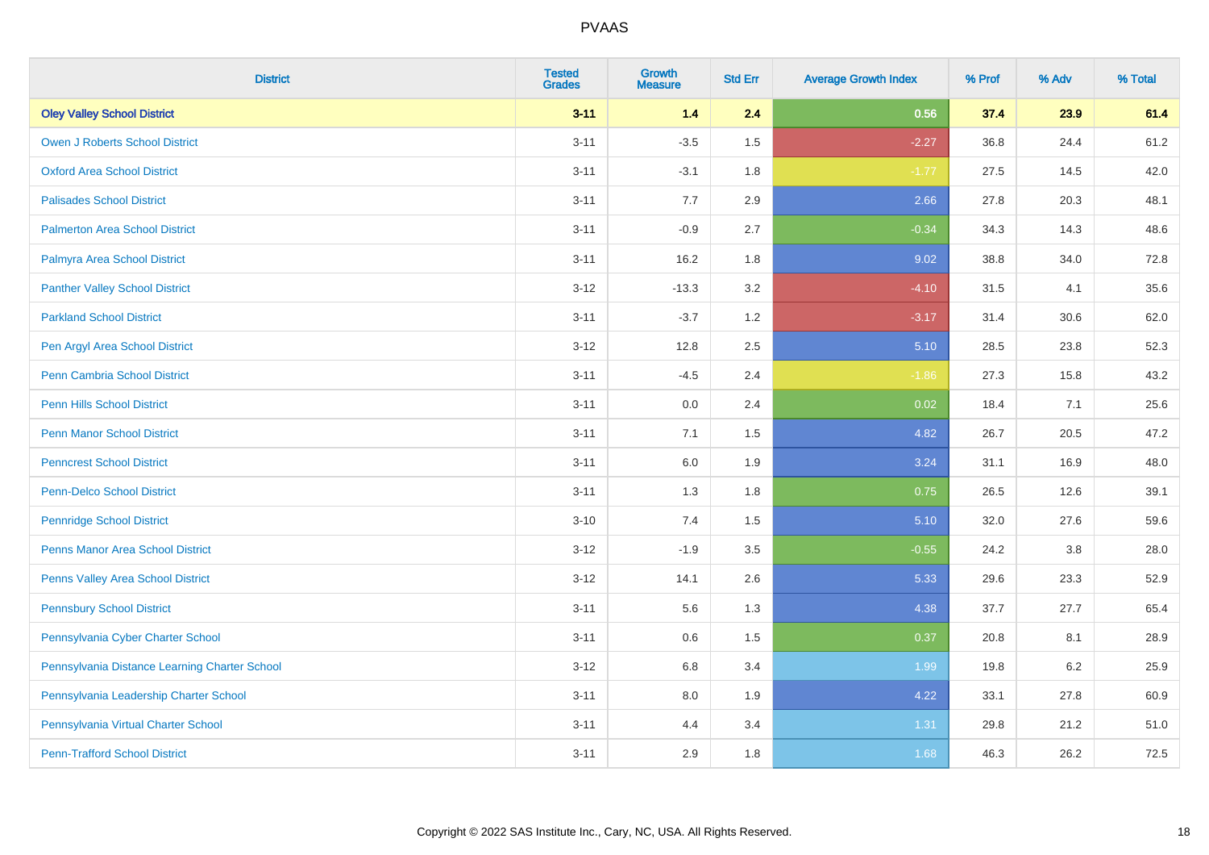| District | Tested Grades | Growth Measure | Std Err | Average Growth Index | % Prof | % Adv | % Total |
|---|---|---|---|---|---|---|---|
| **Oley Valley School District** | **3-11** | **1.4** | **2.4** | **0.56** | **37.4** | **23.9** | **61.4** |
| Owen J Roberts School District | 3-11 | -3.5 | 1.5 | -2.27 | 36.8 | 24.4 | 61.2 |
| Oxford Area School District | 3-11 | -3.1 | 1.8 | -1.77 | 27.5 | 14.5 | 42.0 |
| Palisades School District | 3-11 | 7.7 | 2.9 | 2.66 | 27.8 | 20.3 | 48.1 |
| Palmerton Area School District | 3-11 | -0.9 | 2.7 | -0.34 | 34.3 | 14.3 | 48.6 |
| Palmyra Area School District | 3-11 | 16.2 | 1.8 | 9.02 | 38.8 | 34.0 | 72.8 |
| Panther Valley School District | 3-12 | -13.3 | 3.2 | -4.10 | 31.5 | 4.1 | 35.6 |
| Parkland School District | 3-11 | -3.7 | 1.2 | -3.17 | 31.4 | 30.6 | 62.0 |
| Pen Argyl Area School District | 3-12 | 12.8 | 2.5 | 5.10 | 28.5 | 23.8 | 52.3 |
| Penn Cambria School District | 3-11 | -4.5 | 2.4 | -1.86 | 27.3 | 15.8 | 43.2 |
| Penn Hills School District | 3-11 | 0.0 | 2.4 | 0.02 | 18.4 | 7.1 | 25.6 |
| Penn Manor School District | 3-11 | 7.1 | 1.5 | 4.82 | 26.7 | 20.5 | 47.2 |
| Penncrest School District | 3-11 | 6.0 | 1.9 | 3.24 | 31.1 | 16.9 | 48.0 |
| Penn-Delco School District | 3-11 | 1.3 | 1.8 | 0.75 | 26.5 | 12.6 | 39.1 |
| Pennridge School District | 3-10 | 7.4 | 1.5 | 5.10 | 32.0 | 27.6 | 59.6 |
| Penns Manor Area School District | 3-12 | -1.9 | 3.5 | -0.55 | 24.2 | 3.8 | 28.0 |
| Penns Valley Area School District | 3-12 | 14.1 | 2.6 | 5.33 | 29.6 | 23.3 | 52.9 |
| Pennsbury School District | 3-11 | 5.6 | 1.3 | 4.38 | 37.7 | 27.7 | 65.4 |
| Pennsylvania Cyber Charter School | 3-11 | 0.6 | 1.5 | 0.37 | 20.8 | 8.1 | 28.9 |
| Pennsylvania Distance Learning Charter School | 3-12 | 6.8 | 3.4 | 1.99 | 19.8 | 6.2 | 25.9 |
| Pennsylvania Leadership Charter School | 3-11 | 8.0 | 1.9 | 4.22 | 33.1 | 27.8 | 60.9 |
| Pennsylvania Virtual Charter School | 3-11 | 4.4 | 3.4 | 1.31 | 29.8 | 21.2 | 51.0 |
| Penn-Trafford School District | 3-11 | 2.9 | 1.8 | 1.68 | 46.3 | 26.2 | 72.5 |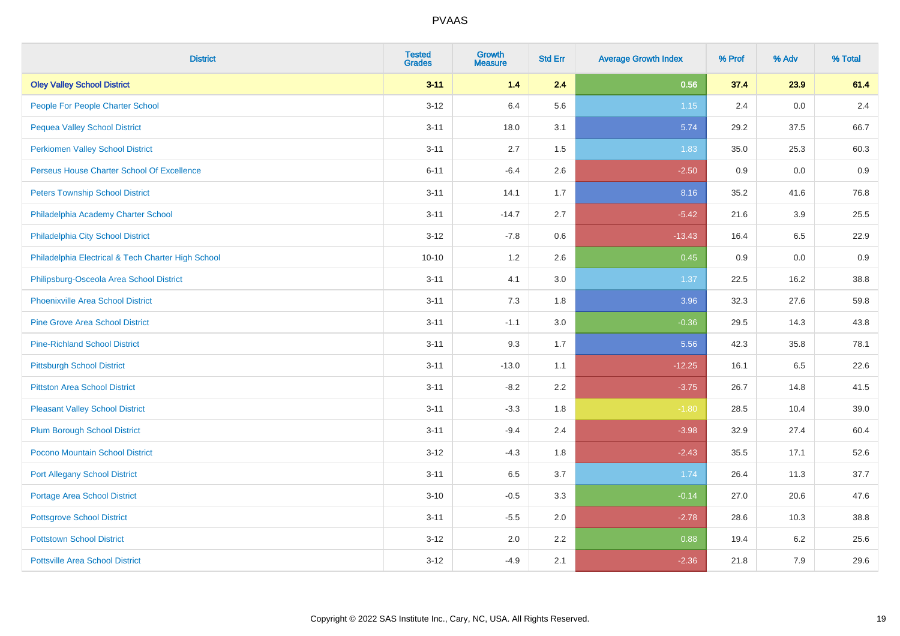# PVAAS

| District | Tested Grades | Growth Measure | Std Err | Average Growth Index | % Prof | % Adv | % Total |
|---|---|---|---|---|---|---|---|
| **Oley Valley School District** | **3-11** | **1.4** | **2.4** | **0.56** | **37.4** | **23.9** | **61.4** |
| People For People Charter School | 3-12 | 6.4 | 5.6 | 1.15 | 2.4 | 0.0 | 2.4 |
| Pequea Valley School District | 3-11 | 18.0 | 3.1 | 5.74 | 29.2 | 37.5 | 66.7 |
| Perkiomen Valley School District | 3-11 | 2.7 | 1.5 | 1.83 | 35.0 | 25.3 | 60.3 |
| Perseus House Charter School Of Excellence | 6-11 | -6.4 | 2.6 | -2.50 | 0.9 | 0.0 | 0.9 |
| Peters Township School District | 3-11 | 14.1 | 1.7 | 8.16 | 35.2 | 41.6 | 76.8 |
| Philadelphia Academy Charter School | 3-11 | -14.7 | 2.7 | -5.42 | 21.6 | 3.9 | 25.5 |
| Philadelphia City School District | 3-12 | -7.8 | 0.6 | -13.43 | 16.4 | 6.5 | 22.9 |
| Philadelphia Electrical & Tech Charter High School | 10-10 | 1.2 | 2.6 | 0.45 | 0.9 | 0.0 | 0.9 |
| Philipsburg-Osceola Area School District | 3-11 | 4.1 | 3.0 | 1.37 | 22.5 | 16.2 | 38.8 |
| Phoenixville Area School District | 3-11 | 7.3 | 1.8 | 3.96 | 32.3 | 27.6 | 59.8 |
| Pine Grove Area School District | 3-11 | -1.1 | 3.0 | -0.36 | 29.5 | 14.3 | 43.8 |
| Pine-Richland School District | 3-11 | 9.3 | 1.7 | 5.56 | 42.3 | 35.8 | 78.1 |
| Pittsburgh School District | 3-11 | -13.0 | 1.1 | -12.25 | 16.1 | 6.5 | 22.6 |
| Pittston Area School District | 3-11 | -8.2 | 2.2 | -3.75 | 26.7 | 14.8 | 41.5 |
| Pleasant Valley School District | 3-11 | -3.3 | 1.8 | -1.80 | 28.5 | 10.4 | 39.0 |
| Plum Borough School District | 3-11 | -9.4 | 2.4 | -3.98 | 32.9 | 27.4 | 60.4 |
| Pocono Mountain School District | 3-12 | -4.3 | 1.8 | -2.43 | 35.5 | 17.1 | 52.6 |
| Port Allegany School District | 3-11 | 6.5 | 3.7 | 1.74 | 26.4 | 11.3 | 37.7 |
| Portage Area School District | 3-10 | -0.5 | 3.3 | -0.14 | 27.0 | 20.6 | 47.6 |
| Pottsgrove School District | 3-11 | -5.5 | 2.0 | -2.78 | 28.6 | 10.3 | 38.8 |
| Pottstown School District | 3-12 | 2.0 | 2.2 | 0.88 | 19.4 | 6.2 | 25.6 |
| Pottsville Area School District | 3-12 | -4.9 | 2.1 | -2.36 | 21.8 | 7.9 | 29.6 |

Copyright © 2022 SAS Institute Inc., Cary, NC, USA. All Rights Reserved.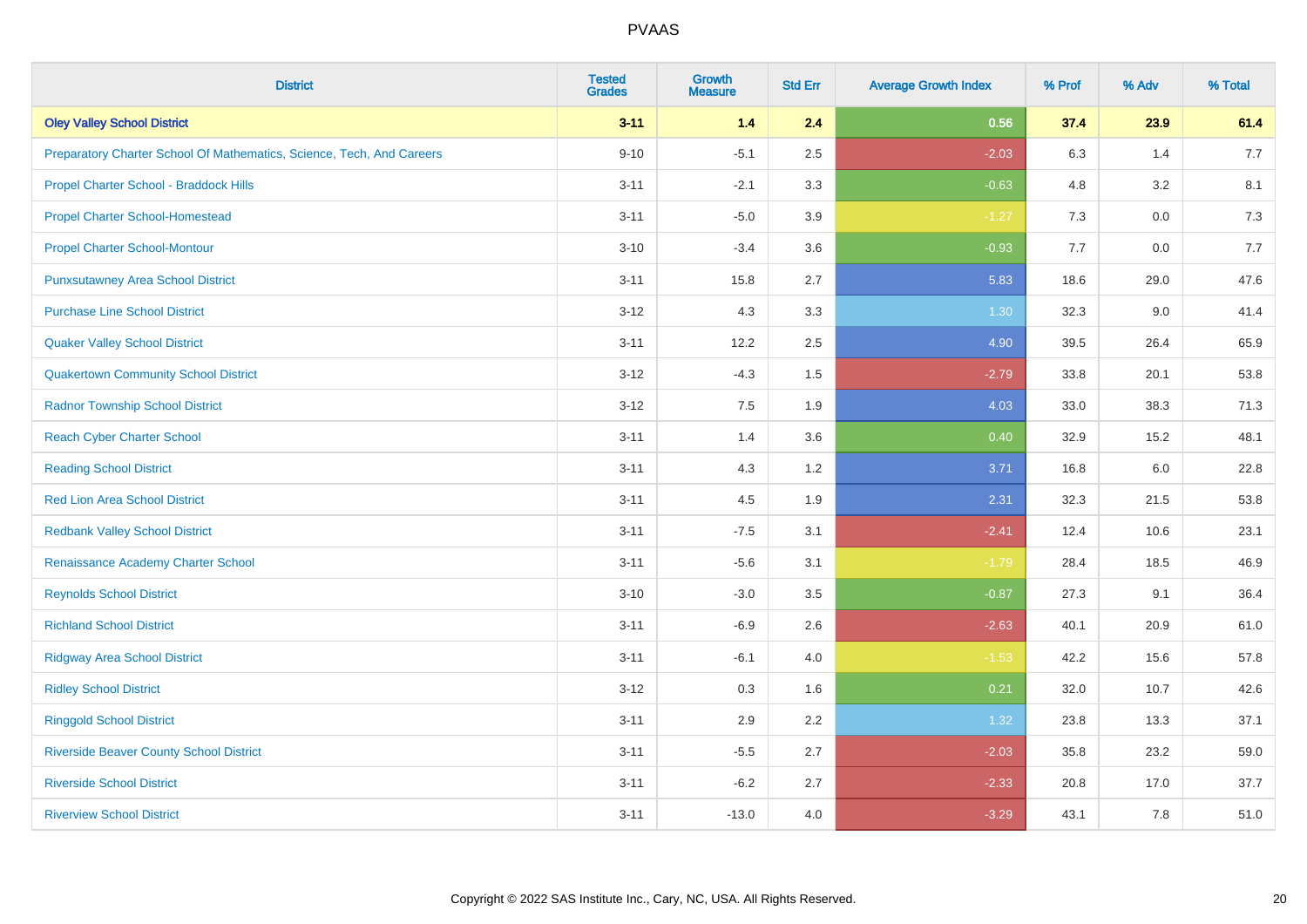# PVAAS

| District | Tested Grades | Growth Measure | Std Err | Average Growth Index | % Prof | % Adv | % Total |
|---|---|---|---|---|---|---|---|
| **Oley Valley School District** | **3-11** | **1.4** | **2.4** | **0.56** | **37.4** | **23.9** | **61.4** |
| Preparatory Charter School Of Mathematics, Science, Tech, And Careers | 9-10 | -5.1 | 2.5 | -2.03 | 6.3 | 1.4 | 7.7 |
| Propel Charter School - Braddock Hills | 3-11 | -2.1 | 3.3 | -0.63 | 4.8 | 3.2 | 8.1 |
| Propel Charter School-Homestead | 3-11 | -5.0 | 3.9 | -1.27 | 7.3 | 0.0 | 7.3 |
| Propel Charter School-Montour | 3-10 | -3.4 | 3.6 | -0.93 | 7.7 | 0.0 | 7.7 |
| Punxsutawney Area School District | 3-11 | 15.8 | 2.7 | 5.83 | 18.6 | 29.0 | 47.6 |
| Purchase Line School District | 3-12 | 4.3 | 3.3 | 1.30 | 32.3 | 9.0 | 41.4 |
| Quaker Valley School District | 3-11 | 12.2 | 2.5 | 4.90 | 39.5 | 26.4 | 65.9 |
| Quakertown Community School District | 3-12 | -4.3 | 1.5 | -2.79 | 33.8 | 20.1 | 53.8 |
| Radnor Township School District | 3-12 | 7.5 | 1.9 | 4.03 | 33.0 | 38.3 | 71.3 |
| Reach Cyber Charter School | 3-11 | 1.4 | 3.6 | 0.40 | 32.9 | 15.2 | 48.1 |
| Reading School District | 3-11 | 4.3 | 1.2 | 3.71 | 16.8 | 6.0 | 22.8 |
| Red Lion Area School District | 3-11 | 4.5 | 1.9 | 2.31 | 32.3 | 21.5 | 53.8 |
| Redbank Valley School District | 3-11 | -7.5 | 3.1 | -2.41 | 12.4 | 10.6 | 23.1 |
| Renaissance Academy Charter School | 3-11 | -5.6 | 3.1 | -1.79 | 28.4 | 18.5 | 46.9 |
| Reynolds School District | 3-10 | -3.0 | 3.5 | -0.87 | 27.3 | 9.1 | 36.4 |
| Richland School District | 3-11 | -6.9 | 2.6 | -2.63 | 40.1 | 20.9 | 61.0 |
| Ridgway Area School District | 3-11 | -6.1 | 4.0 | -1.53 | 42.2 | 15.6 | 57.8 |
| Ridley School District | 3-12 | 0.3 | 1.6 | 0.21 | 32.0 | 10.7 | 42.6 |
| Ringgold School District | 3-11 | 2.9 | 2.2 | 1.32 | 23.8 | 13.3 | 37.1 |
| Riverside Beaver County School District | 3-11 | -5.5 | 2.7 | -2.03 | 35.8 | 23.2 | 59.0 |
| Riverside School District | 3-11 | -6.2 | 2.7 | -2.33 | 20.8 | 17.0 | 37.7 |
| Riverview School District | 3-11 | -13.0 | 4.0 | -3.29 | 43.1 | 7.8 | 51.0 |

Copyright © 2022 SAS Institute Inc., Cary, NC, USA. All Rights Reserved.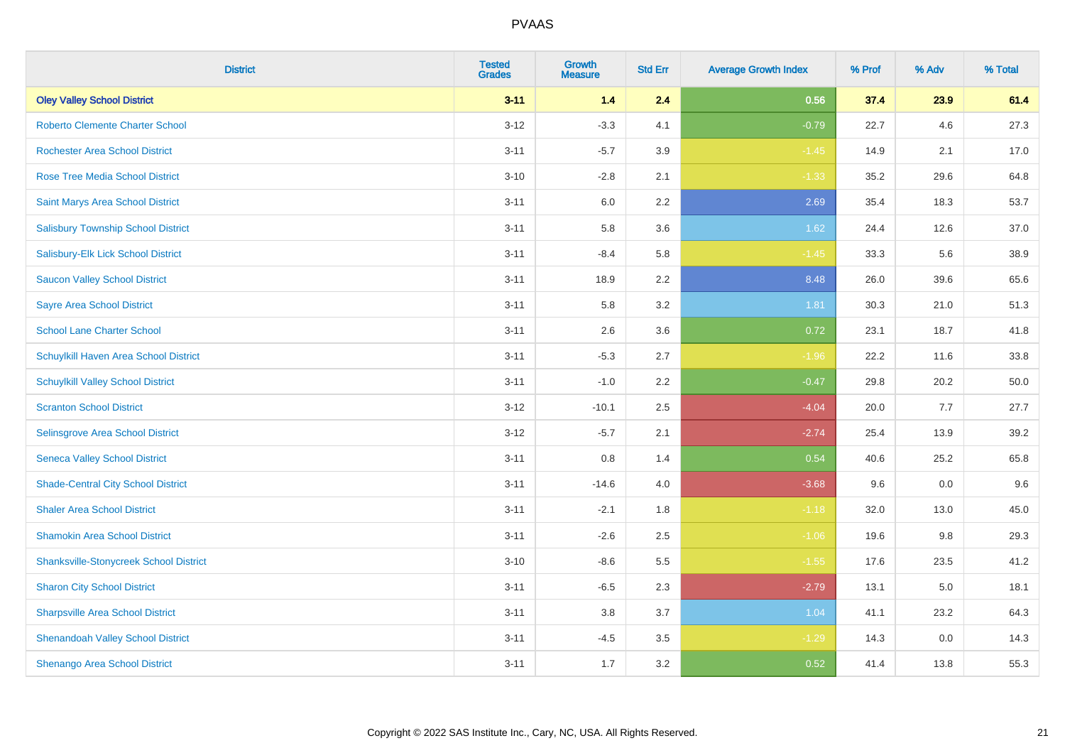# PVAAS

| District | Tested Grades | Growth Measure | Std Err | Average Growth Index | % Prof | % Adv | % Total |
|---|---|---|---|---|---|---|---|
| **Oley Valley School District** | **3-11** | **1.4** | **2.4** | **0.56** | **37.4** | **23.9** | **61.4** |
| Roberto Clemente Charter School | 3-12 | -3.3 | 4.1 | -0.79 | 22.7 | 4.6 | 27.3 |
| Rochester Area School District | 3-11 | -5.7 | 3.9 | -1.45 | 14.9 | 2.1 | 17.0 |
| Rose Tree Media School District | 3-10 | -2.8 | 2.1 | -1.33 | 35.2 | 29.6 | 64.8 |
| Saint Marys Area School District | 3-11 | 6.0 | 2.2 | 2.69 | 35.4 | 18.3 | 53.7 |
| Salisbury Township School District | 3-11 | 5.8 | 3.6 | 1.62 | 24.4 | 12.6 | 37.0 |
| Salisbury-Elk Lick School District | 3-11 | -8.4 | 5.8 | -1.45 | 33.3 | 5.6 | 38.9 |
| Saucon Valley School District | 3-11 | 18.9 | 2.2 | 8.48 | 26.0 | 39.6 | 65.6 |
| Sayre Area School District | 3-11 | 5.8 | 3.2 | 1.81 | 30.3 | 21.0 | 51.3 |
| School Lane Charter School | 3-11 | 2.6 | 3.6 | 0.72 | 23.1 | 18.7 | 41.8 |
| Schuylkill Haven Area School District | 3-11 | -5.3 | 2.7 | -1.96 | 22.2 | 11.6 | 33.8 |
| Schuylkill Valley School District | 3-11 | -1.0 | 2.2 | -0.47 | 29.8 | 20.2 | 50.0 |
| Scranton School District | 3-12 | -10.1 | 2.5 | -4.04 | 20.0 | 7.7 | 27.7 |
| Selinsgrove Area School District | 3-12 | -5.7 | 2.1 | -2.74 | 25.4 | 13.9 | 39.2 |
| Seneca Valley School District | 3-11 | 0.8 | 1.4 | 0.54 | 40.6 | 25.2 | 65.8 |
| Shade-Central City School District | 3-11 | -14.6 | 4.0 | -3.68 | 9.6 | 0.0 | 9.6 |
| Shaler Area School District | 3-11 | -2.1 | 1.8 | -1.18 | 32.0 | 13.0 | 45.0 |
| Shamokin Area School District | 3-11 | -2.6 | 2.5 | -1.06 | 19.6 | 9.8 | 29.3 |
| Shanksville-Stonycreek School District | 3-10 | -8.6 | 5.5 | -1.55 | 17.6 | 23.5 | 41.2 |
| Sharon City School District | 3-11 | -6.5 | 2.3 | -2.79 | 13.1 | 5.0 | 18.1 |
| Sharpsville Area School District | 3-11 | 3.8 | 3.7 | 1.04 | 41.1 | 23.2 | 64.3 |
| Shenandoah Valley School District | 3-11 | -4.5 | 3.5 | -1.29 | 14.3 | 0.0 | 14.3 |
| Shenango Area School District | 3-11 | 1.7 | 3.2 | 0.52 | 41.4 | 13.8 | 55.3 |

Copyright © 2022 SAS Institute Inc., Cary, NC, USA. All Rights Reserved.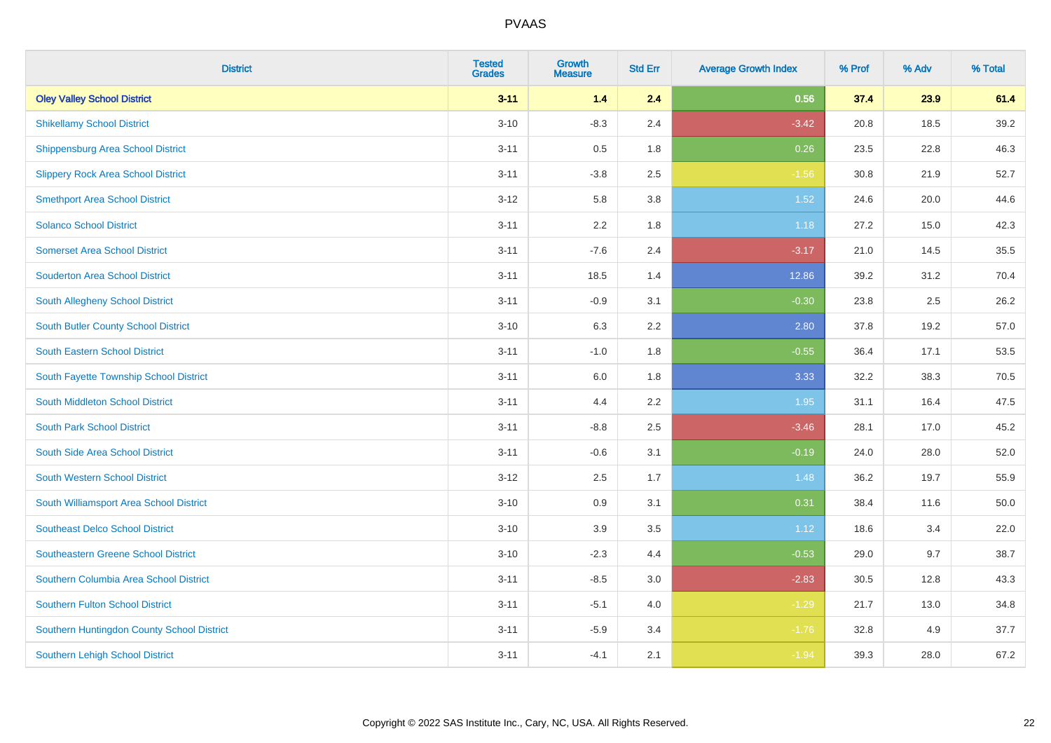# PVAAS

| District | Tested Grades | Growth Measure | Std Err | Average Growth Index | % Prof | % Adv | % Total |
|---|---|---|---|---|---|---|---|
| **Oley Valley School District** | **3-11** | **1.4** | **2.4** | **0.56** | **37.4** | **23.9** | **61.4** |
| Shikellamy School District | 3-10 | -8.3 | 2.4 | -3.42 | 20.8 | 18.5 | 39.2 |
| Shippensburg Area School District | 3-11 | 0.5 | 1.8 | 0.26 | 23.5 | 22.8 | 46.3 |
| Slippery Rock Area School District | 3-11 | -3.8 | 2.5 | -1.56 | 30.8 | 21.9 | 52.7 |
| Smethport Area School District | 3-12 | 5.8 | 3.8 | 1.52 | 24.6 | 20.0 | 44.6 |
| Solanco School District | 3-11 | 2.2 | 1.8 | 1.18 | 27.2 | 15.0 | 42.3 |
| Somerset Area School District | 3-11 | -7.6 | 2.4 | -3.17 | 21.0 | 14.5 | 35.5 |
| Souderton Area School District | 3-11 | 18.5 | 1.4 | 12.86 | 39.2 | 31.2 | 70.4 |
| South Allegheny School District | 3-11 | -0.9 | 3.1 | -0.30 | 23.8 | 2.5 | 26.2 |
| South Butler County School District | 3-10 | 6.3 | 2.2 | 2.80 | 37.8 | 19.2 | 57.0 |
| South Eastern School District | 3-11 | -1.0 | 1.8 | -0.55 | 36.4 | 17.1 | 53.5 |
| South Fayette Township School District | 3-11 | 6.0 | 1.8 | 3.33 | 32.2 | 38.3 | 70.5 |
| South Middleton School District | 3-11 | 4.4 | 2.2 | 1.95 | 31.1 | 16.4 | 47.5 |
| South Park School District | 3-11 | -8.8 | 2.5 | -3.46 | 28.1 | 17.0 | 45.2 |
| South Side Area School District | 3-11 | -0.6 | 3.1 | -0.19 | 24.0 | 28.0 | 52.0 |
| South Western School District | 3-12 | 2.5 | 1.7 | 1.48 | 36.2 | 19.7 | 55.9 |
| South Williamsport Area School District | 3-10 | 0.9 | 3.1 | 0.31 | 38.4 | 11.6 | 50.0 |
| Southeast Delco School District | 3-10 | 3.9 | 3.5 | 1.12 | 18.6 | 3.4 | 22.0 |
| Southeastern Greene School District | 3-10 | -2.3 | 4.4 | -0.53 | 29.0 | 9.7 | 38.7 |
| Southern Columbia Area School District | 3-11 | -8.5 | 3.0 | -2.83 | 30.5 | 12.8 | 43.3 |
| Southern Fulton School District | 3-11 | -5.1 | 4.0 | -1.29 | 21.7 | 13.0 | 34.8 |
| Southern Huntingdon County School District | 3-11 | -5.9 | 3.4 | -1.76 | 32.8 | 4.9 | 37.7 |
| Southern Lehigh School District | 3-11 | -4.1 | 2.1 | -1.94 | 39.3 | 28.0 | 67.2 |

Copyright © 2022 SAS Institute Inc., Cary, NC, USA. All Rights Reserved.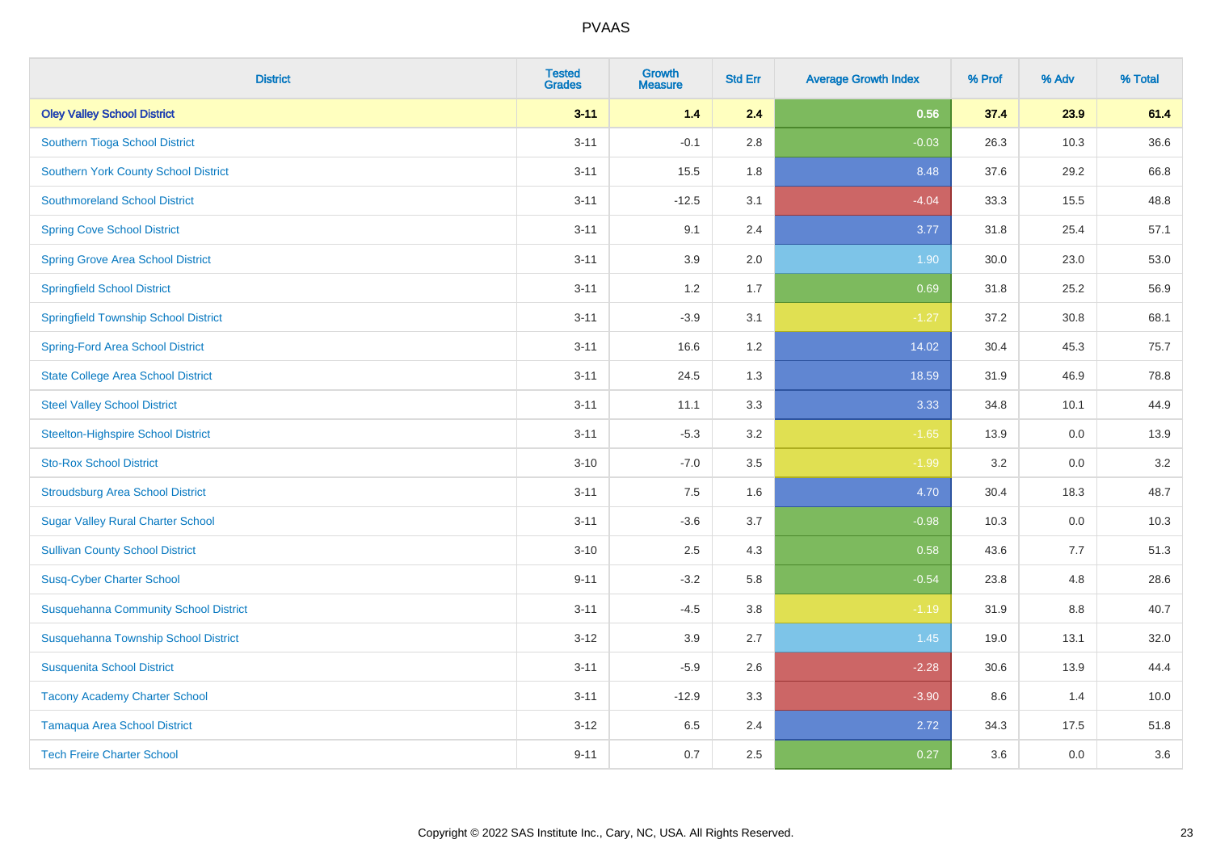# PVAAS

| District | Tested Grades | Growth Measure | Std Err | Average Growth Index | % Prof | % Adv | % Total |
|---|---|---|---|---|---|---|---|
| **Oley Valley School District** | **3-11** | **1.4** | **2.4** | **0.56** | **37.4** | **23.9** | **61.4** |
| Southern Tioga School District | 3-11 | -0.1 | 2.8 | -0.03 | 26.3 | 10.3 | 36.6 |
| Southern York County School District | 3-11 | 15.5 | 1.8 | 8.48 | 37.6 | 29.2 | 66.8 |
| Southmoreland School District | 3-11 | -12.5 | 3.1 | -4.04 | 33.3 | 15.5 | 48.8 |
| Spring Cove School District | 3-11 | 9.1 | 2.4 | 3.77 | 31.8 | 25.4 | 57.1 |
| Spring Grove Area School District | 3-11 | 3.9 | 2.0 | 1.90 | 30.0 | 23.0 | 53.0 |
| Springfield School District | 3-11 | 1.2 | 1.7 | 0.69 | 31.8 | 25.2 | 56.9 |
| Springfield Township School District | 3-11 | -3.9 | 3.1 | -1.27 | 37.2 | 30.8 | 68.1 |
| Spring-Ford Area School District | 3-11 | 16.6 | 1.2 | 14.02 | 30.4 | 45.3 | 75.7 |
| State College Area School District | 3-11 | 24.5 | 1.3 | 18.59 | 31.9 | 46.9 | 78.8 |
| Steel Valley School District | 3-11 | 11.1 | 3.3 | 3.33 | 34.8 | 10.1 | 44.9 |
| Steelton-Highspire School District | 3-11 | -5.3 | 3.2 | -1.65 | 13.9 | 0.0 | 13.9 |
| Sto-Rox School District | 3-10 | -7.0 | 3.5 | -1.99 | 3.2 | 0.0 | 3.2 |
| Stroudsburg Area School District | 3-11 | 7.5 | 1.6 | 4.70 | 30.4 | 18.3 | 48.7 |
| Sugar Valley Rural Charter School | 3-11 | -3.6 | 3.7 | -0.98 | 10.3 | 0.0 | 10.3 |
| Sullivan County School District | 3-10 | 2.5 | 4.3 | 0.58 | 43.6 | 7.7 | 51.3 |
| Susq-Cyber Charter School | 9-11 | -3.2 | 5.8 | -0.54 | 23.8 | 4.8 | 28.6 |
| Susquehanna Community School District | 3-11 | -4.5 | 3.8 | -1.19 | 31.9 | 8.8 | 40.7 |
| Susquehanna Township School District | 3-12 | 3.9 | 2.7 | 1.45 | 19.0 | 13.1 | 32.0 |
| Susquenita School District | 3-11 | -5.9 | 2.6 | -2.28 | 30.6 | 13.9 | 44.4 |
| Tacony Academy Charter School | 3-11 | -12.9 | 3.3 | -3.90 | 8.6 | 1.4 | 10.0 |
| Tamaqua Area School District | 3-12 | 6.5 | 2.4 | 2.72 | 34.3 | 17.5 | 51.8 |
| Tech Freire Charter School | 9-11 | 0.7 | 2.5 | 0.27 | 3.6 | 0.0 | 3.6 |

Copyright © 2022 SAS Institute Inc., Cary, NC, USA. All Rights Reserved.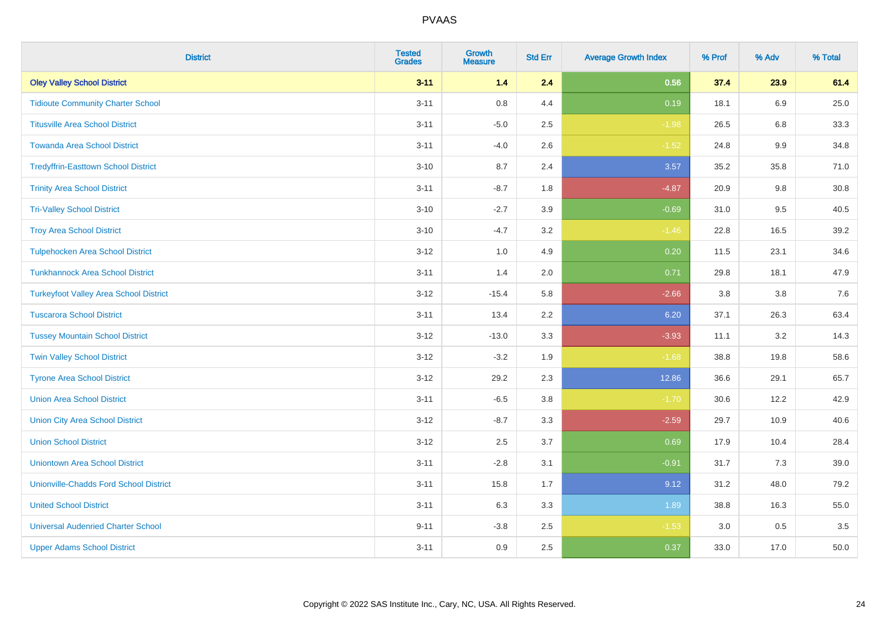# PVAAS

| District | Tested Grades | Growth Measure | Std Err | Average Growth Index | % Prof | % Adv | % Total |
|---|---|---|---|---|---|---|---|
| **Oley Valley School District** | **3-11** | **1.4** | **2.4** | **0.56** | **37.4** | **23.9** | **61.4** |
| Tidioute Community Charter School | 3-11 | 0.8 | 4.4 | 0.19 | 18.1 | 6.9 | 25.0 |
| Titusville Area School District | 3-11 | -5.0 | 2.5 | -1.98 | 26.5 | 6.8 | 33.3 |
| Towanda Area School District | 3-11 | -4.0 | 2.6 | -1.52 | 24.8 | 9.9 | 34.8 |
| Tredyffrin-Easttown School District | 3-10 | 8.7 | 2.4 | 3.57 | 35.2 | 35.8 | 71.0 |
| Trinity Area School District | 3-11 | -8.7 | 1.8 | -4.87 | 20.9 | 9.8 | 30.8 |
| Tri-Valley School District | 3-10 | -2.7 | 3.9 | -0.69 | 31.0 | 9.5 | 40.5 |
| Troy Area School District | 3-10 | -4.7 | 3.2 | -1.46 | 22.8 | 16.5 | 39.2 |
| Tulpehocken Area School District | 3-12 | 1.0 | 4.9 | 0.20 | 11.5 | 23.1 | 34.6 |
| Tunkhannock Area School District | 3-11 | 1.4 | 2.0 | 0.71 | 29.8 | 18.1 | 47.9 |
| Turkeyfoot Valley Area School District | 3-12 | -15.4 | 5.8 | -2.66 | 3.8 | 3.8 | 7.6 |
| Tuscarora School District | 3-11 | 13.4 | 2.2 | 6.20 | 37.1 | 26.3 | 63.4 |
| Tussey Mountain School District | 3-12 | -13.0 | 3.3 | -3.93 | 11.1 | 3.2 | 14.3 |
| Twin Valley School District | 3-12 | -3.2 | 1.9 | -1.68 | 38.8 | 19.8 | 58.6 |
| Tyrone Area School District | 3-12 | 29.2 | 2.3 | 12.86 | 36.6 | 29.1 | 65.7 |
| Union Area School District | 3-11 | -6.5 | 3.8 | -1.70 | 30.6 | 12.2 | 42.9 |
| Union City Area School District | 3-12 | -8.7 | 3.3 | -2.59 | 29.7 | 10.9 | 40.6 |
| Union School District | 3-12 | 2.5 | 3.7 | 0.69 | 17.9 | 10.4 | 28.4 |
| Uniontown Area School District | 3-11 | -2.8 | 3.1 | -0.91 | 31.7 | 7.3 | 39.0 |
| Unionville-Chadds Ford School District | 3-11 | 15.8 | 1.7 | 9.12 | 31.2 | 48.0 | 79.2 |
| United School District | 3-11 | 6.3 | 3.3 | 1.89 | 38.8 | 16.3 | 55.0 |
| Universal Audenried Charter School | 9-11 | -3.8 | 2.5 | -1.53 | 3.0 | 0.5 | 3.5 |
| Upper Adams School District | 3-11 | 0.9 | 2.5 | 0.37 | 33.0 | 17.0 | 50.0 |

Copyright © 2022 SAS Institute Inc., Cary, NC, USA. All Rights Reserved.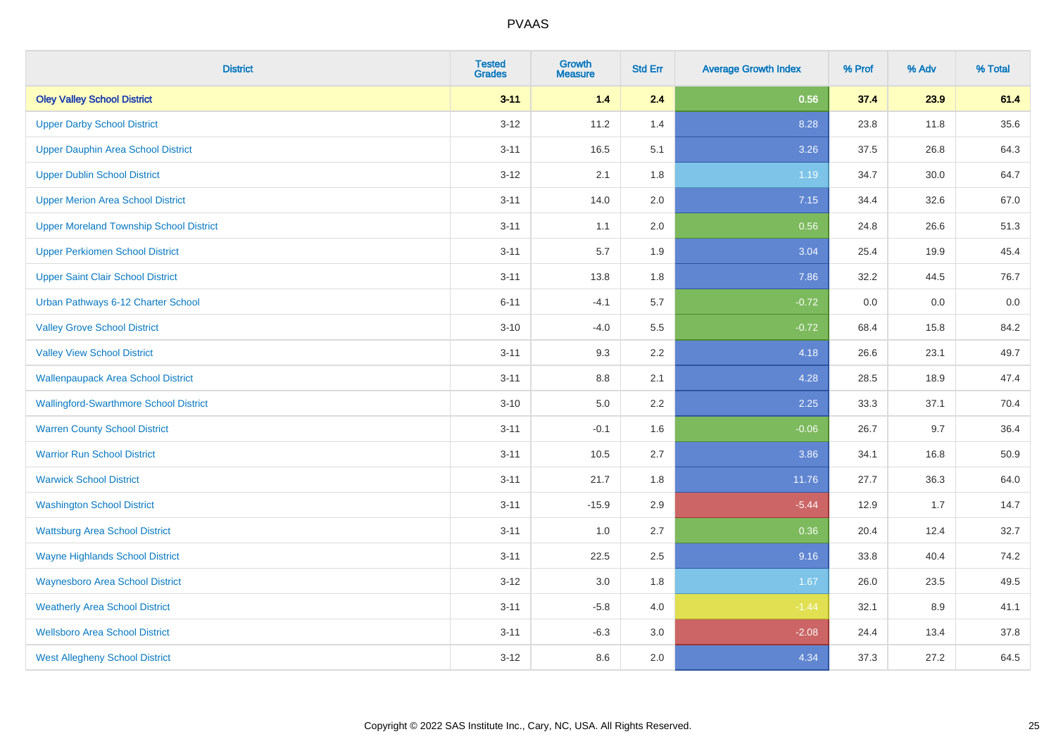# PVAAS

| District | Tested Grades | Growth Measure | Std Err | Average Growth Index | % Prof | % Adv | % Total |
|---|---|---|---|---|---|---|---|
| **Oley Valley School District** | **3-11** | **1.4** | **2.4** | **0.56** | **37.4** | **23.9** | **61.4** |
| Upper Darby School District | 3-12 | 11.2 | 1.4 | 8.28 | 23.8 | 11.8 | 35.6 |
| Upper Dauphin Area School District | 3-11 | 16.5 | 5.1 | 3.26 | 37.5 | 26.8 | 64.3 |
| Upper Dublin School District | 3-12 | 2.1 | 1.8 | 1.19 | 34.7 | 30.0 | 64.7 |
| Upper Merion Area School District | 3-11 | 14.0 | 2.0 | 7.15 | 34.4 | 32.6 | 67.0 |
| Upper Moreland Township School District | 3-11 | 1.1 | 2.0 | 0.56 | 24.8 | 26.6 | 51.3 |
| Upper Perkiomen School District | 3-11 | 5.7 | 1.9 | 3.04 | 25.4 | 19.9 | 45.4 |
| Upper Saint Clair School District | 3-11 | 13.8 | 1.8 | 7.86 | 32.2 | 44.5 | 76.7 |
| Urban Pathways 6-12 Charter School | 6-11 | -4.1 | 5.7 | -0.72 | 0.0 | 0.0 | 0.0 |
| Valley Grove School District | 3-10 | -4.0 | 5.5 | -0.72 | 68.4 | 15.8 | 84.2 |
| Valley View School District | 3-11 | 9.3 | 2.2 | 4.18 | 26.6 | 23.1 | 49.7 |
| Wallenpaupack Area School District | 3-11 | 8.8 | 2.1 | 4.28 | 28.5 | 18.9 | 47.4 |
| Wallingford-Swarthmore School District | 3-10 | 5.0 | 2.2 | 2.25 | 33.3 | 37.1 | 70.4 |
| Warren County School District | 3-11 | -0.1 | 1.6 | -0.06 | 26.7 | 9.7 | 36.4 |
| Warrior Run School District | 3-11 | 10.5 | 2.7 | 3.86 | 34.1 | 16.8 | 50.9 |
| Warwick School District | 3-11 | 21.7 | 1.8 | 11.76 | 27.7 | 36.3 | 64.0 |
| Washington School District | 3-11 | -15.9 | 2.9 | -5.44 | 12.9 | 1.7 | 14.7 |
| Wattsburg Area School District | 3-11 | 1.0 | 2.7 | 0.36 | 20.4 | 12.4 | 32.7 |
| Wayne Highlands School District | 3-11 | 22.5 | 2.5 | 9.16 | 33.8 | 40.4 | 74.2 |
| Waynesboro Area School District | 3-12 | 3.0 | 1.8 | 1.67 | 26.0 | 23.5 | 49.5 |
| Weatherly Area School District | 3-11 | -5.8 | 4.0 | -1.44 | 32.1 | 8.9 | 41.1 |
| Wellsboro Area School District | 3-11 | -6.3 | 3.0 | -2.08 | 24.4 | 13.4 | 37.8 |
| West Allegheny School District | 3-12 | 8.6 | 2.0 | 4.34 | 37.3 | 27.2 | 64.5 |

Copyright © 2022 SAS Institute Inc., Cary, NC, USA. All Rights Reserved.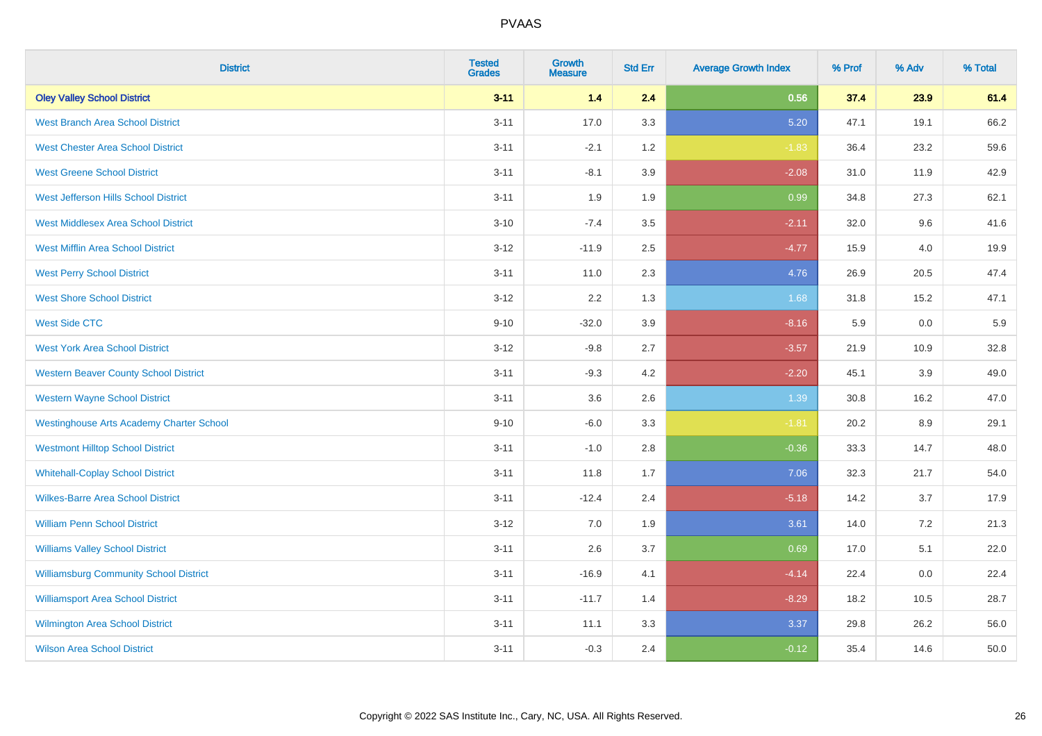# PVAAS

| District | Tested Grades | Growth Measure | Std Err | Average Growth Index | % Prof | % Adv | % Total |
|---|---|---|---|---|---|---|---|
| **Oley Valley School District** | **3-11** | **1.4** | **2.4** | **0.56** | **37.4** | **23.9** | **61.4** |
| West Branch Area School District | 3-11 | 17.0 | 3.3 | 5.20 | 47.1 | 19.1 | 66.2 |
| West Chester Area School District | 3-11 | -2.1 | 1.2 | -1.83 | 36.4 | 23.2 | 59.6 |
| West Greene School District | 3-11 | -8.1 | 3.9 | -2.08 | 31.0 | 11.9 | 42.9 |
| West Jefferson Hills School District | 3-11 | 1.9 | 1.9 | 0.99 | 34.8 | 27.3 | 62.1 |
| West Middlesex Area School District | 3-10 | -7.4 | 3.5 | -2.11 | 32.0 | 9.6 | 41.6 |
| West Mifflin Area School District | 3-12 | -11.9 | 2.5 | -4.77 | 15.9 | 4.0 | 19.9 |
| West Perry School District | 3-11 | 11.0 | 2.3 | 4.76 | 26.9 | 20.5 | 47.4 |
| West Shore School District | 3-12 | 2.2 | 1.3 | 1.68 | 31.8 | 15.2 | 47.1 |
| West Side CTC | 9-10 | -32.0 | 3.9 | -8.16 | 5.9 | 0.0 | 5.9 |
| West York Area School District | 3-12 | -9.8 | 2.7 | -3.57 | 21.9 | 10.9 | 32.8 |
| Western Beaver County School District | 3-11 | -9.3 | 4.2 | -2.20 | 45.1 | 3.9 | 49.0 |
| Western Wayne School District | 3-11 | 3.6 | 2.6 | 1.39 | 30.8 | 16.2 | 47.0 |
| Westinghouse Arts Academy Charter School | 9-10 | -6.0 | 3.3 | -1.81 | 20.2 | 8.9 | 29.1 |
| Westmont Hilltop School District | 3-11 | -1.0 | 2.8 | -0.36 | 33.3 | 14.7 | 48.0 |
| Whitehall-Coplay School District | 3-11 | 11.8 | 1.7 | 7.06 | 32.3 | 21.7 | 54.0 |
| Wilkes-Barre Area School District | 3-11 | -12.4 | 2.4 | -5.18 | 14.2 | 3.7 | 17.9 |
| William Penn School District | 3-12 | 7.0 | 1.9 | 3.61 | 14.0 | 7.2 | 21.3 |
| Williams Valley School District | 3-11 | 2.6 | 3.7 | 0.69 | 17.0 | 5.1 | 22.0 |
| Williamsburg Community School District | 3-11 | -16.9 | 4.1 | -4.14 | 22.4 | 0.0 | 22.4 |
| Williamsport Area School District | 3-11 | -11.7 | 1.4 | -8.29 | 18.2 | 10.5 | 28.7 |
| Wilmington Area School District | 3-11 | 11.1 | 3.3 | 3.37 | 29.8 | 26.2 | 56.0 |
| Wilson Area School District | 3-11 | -0.3 | 2.4 | -0.12 | 35.4 | 14.6 | 50.0 |

Copyright © 2022 SAS Institute Inc., Cary, NC, USA. All Rights Reserved.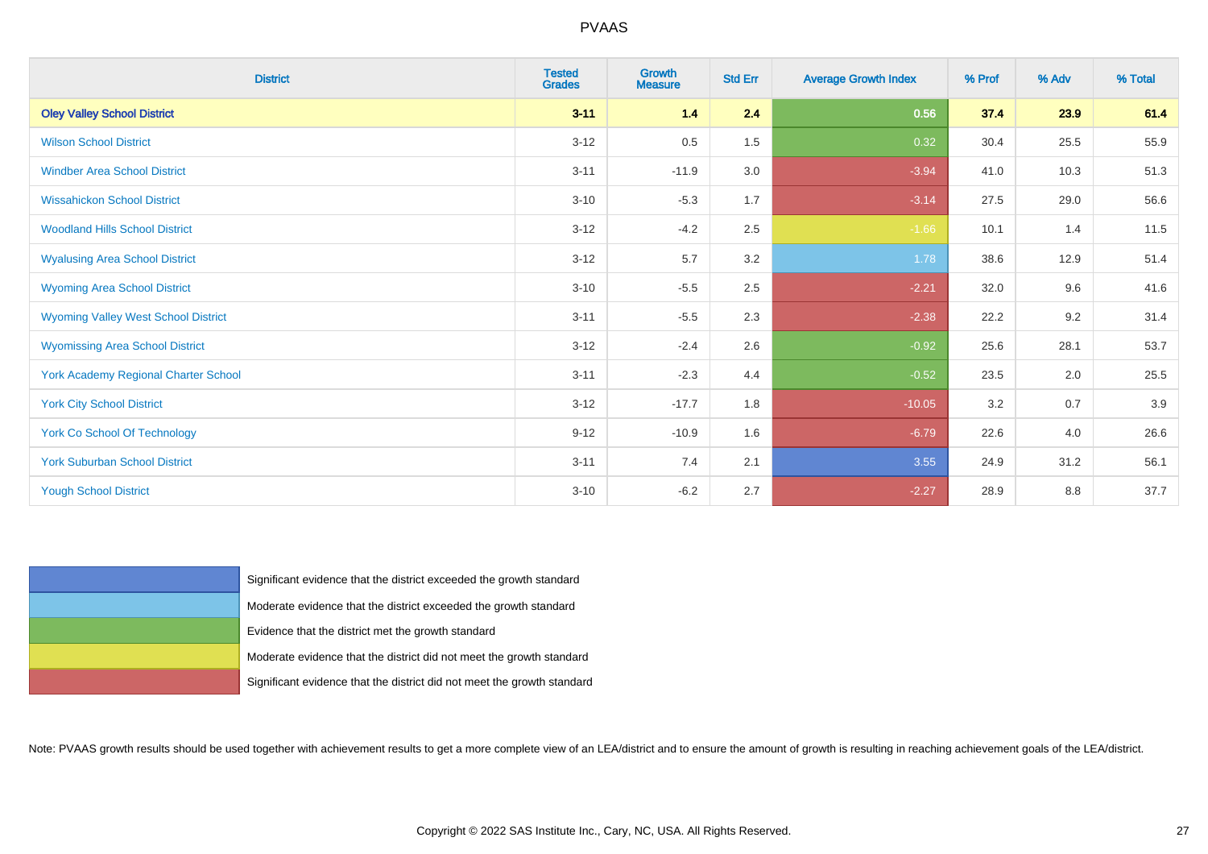PVAAS

| District | Tested Grades | Growth Measure | Std Err | Average Growth Index | % Prof | % Adv | % Total |
|---|---|---|---|---|---|---|---|
| **Oley Valley School District** | **3-11** | **1.4** | **2.4** | **0.56** | **37.4** | **23.9** | **61.4** |
| Wilson School District | 3-12 | 0.5 | 1.5 | 0.32 | 30.4 | 25.5 | 55.9 |
| Windber Area School District | 3-11 | -11.9 | 3.0 | -3.94 | 41.0 | 10.3 | 51.3 |
| Wissahickon School District | 3-10 | -5.3 | 1.7 | -3.14 | 27.5 | 29.0 | 56.6 |
| Woodland Hills School District | 3-12 | -4.2 | 2.5 | -1.66 | 10.1 | 1.4 | 11.5 |
| Wyalusing Area School District | 3-12 | 5.7 | 3.2 | 1.78 | 38.6 | 12.9 | 51.4 |
| Wyoming Area School District | 3-10 | -5.5 | 2.5 | -2.21 | 32.0 | 9.6 | 41.6 |
| Wyoming Valley West School District | 3-11 | -5.5 | 2.3 | -2.38 | 22.2 | 9.2 | 31.4 |
| Wyomissing Area School District | 3-12 | -2.4 | 2.6 | -0.92 | 25.6 | 28.1 | 53.7 |
| York Academy Regional Charter School | 3-11 | -2.3 | 4.4 | -0.52 | 23.5 | 2.0 | 25.5 |
| York City School District | 3-12 | -17.7 | 1.8 | -10.05 | 3.2 | 0.7 | 3.9 |
| York Co School Of Technology | 9-12 | -10.9 | 1.6 | -6.79 | 22.6 | 4.0 | 26.6 |
| York Suburban School District | 3-11 | 7.4 | 2.1 | 3.55 | 24.9 | 31.2 | 56.1 |
| Yough School District | 3-10 | -6.2 | 2.7 | -2.27 | 28.9 | 8.8 | 37.7 |

- Significant evidence that the district exceeded the growth standard
- Moderate evidence that the district exceeded the growth standard
- Evidence that the district met the growth standard
- Moderate evidence that the district did not meet the growth standard
- Significant evidence that the district did not meet the growth standard

Note: PVAAS growth results should be used together with achievement results to get a more complete view of an LEA/district and to ensure the amount of growth is resulting in reaching achievement goals of the LEA/district.

Copyright © 2022 SAS Institute Inc., Cary, NC, USA. All Rights Reserved.